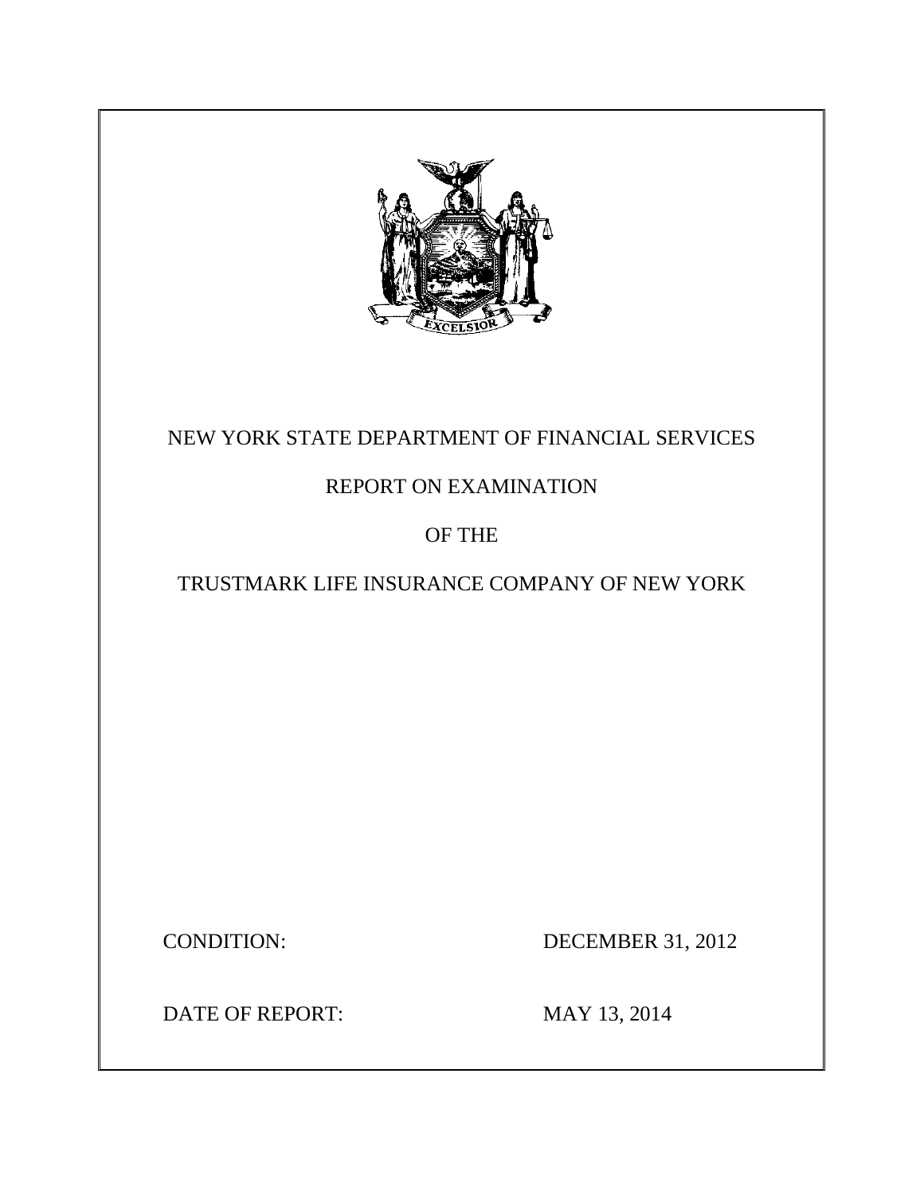# NEW YORK STATE DEPARTMENT OF FINANCIAL SERVICES

## REPORT ON EXAMINATION

## OF THE

## TRUSTMARK LIFE INSURANCE COMPANY OF NEW YORK

CONDITION: DECEMBER 31, 2012

DATE OF REPORT: MAY 13, 2014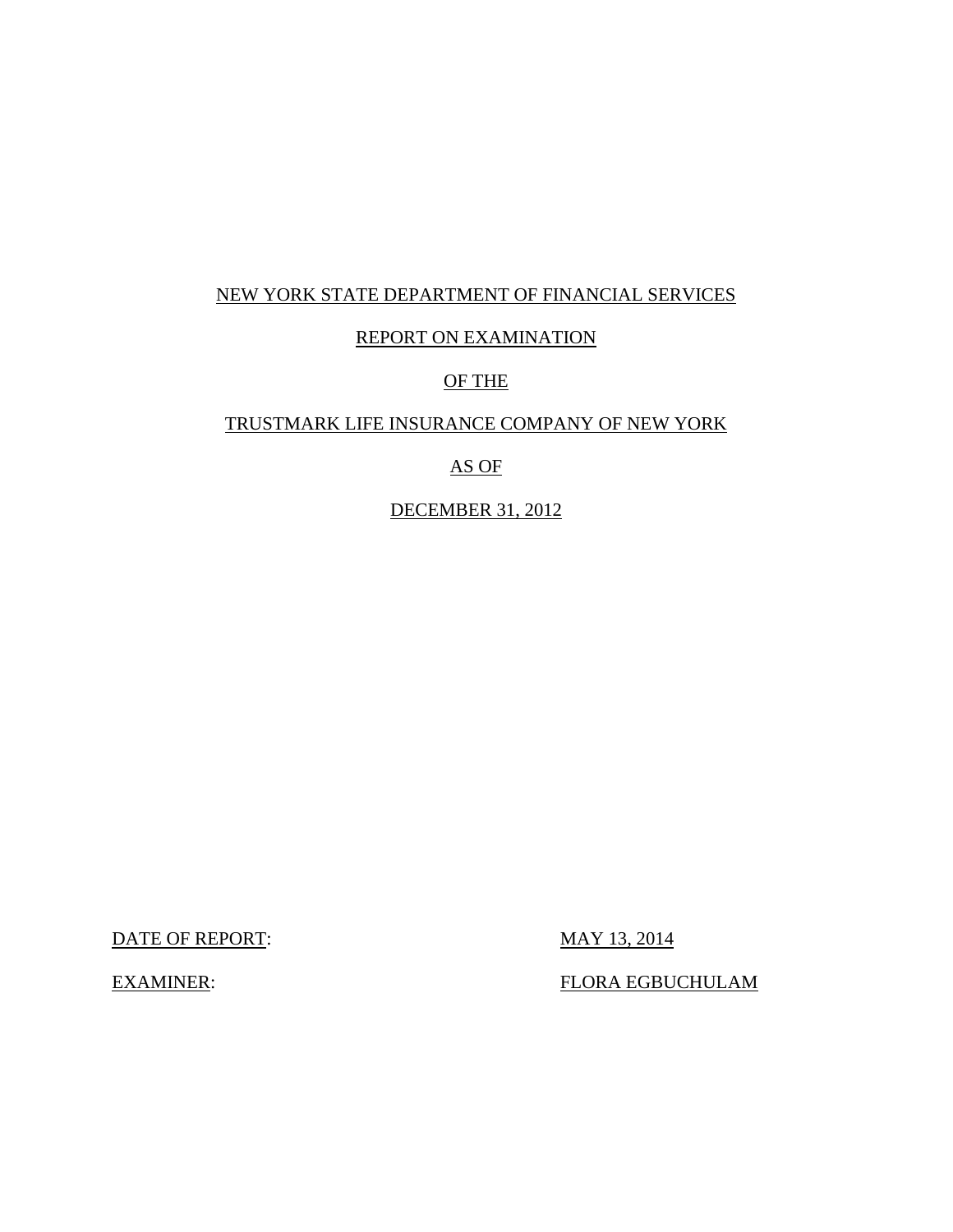NEW YORK STATE DEPARTMENT OF FINANCIAL SERVICES

REPORT ON EXAMINATION

OF THE

TRUSTMARK LIFE INSURANCE COMPANY OF NEW YORK

AS OF

DECEMBER 31, 2012

DATE OF REPORT: MAY 13, 2014

EXAMINER: FLORA EGBUCHULAM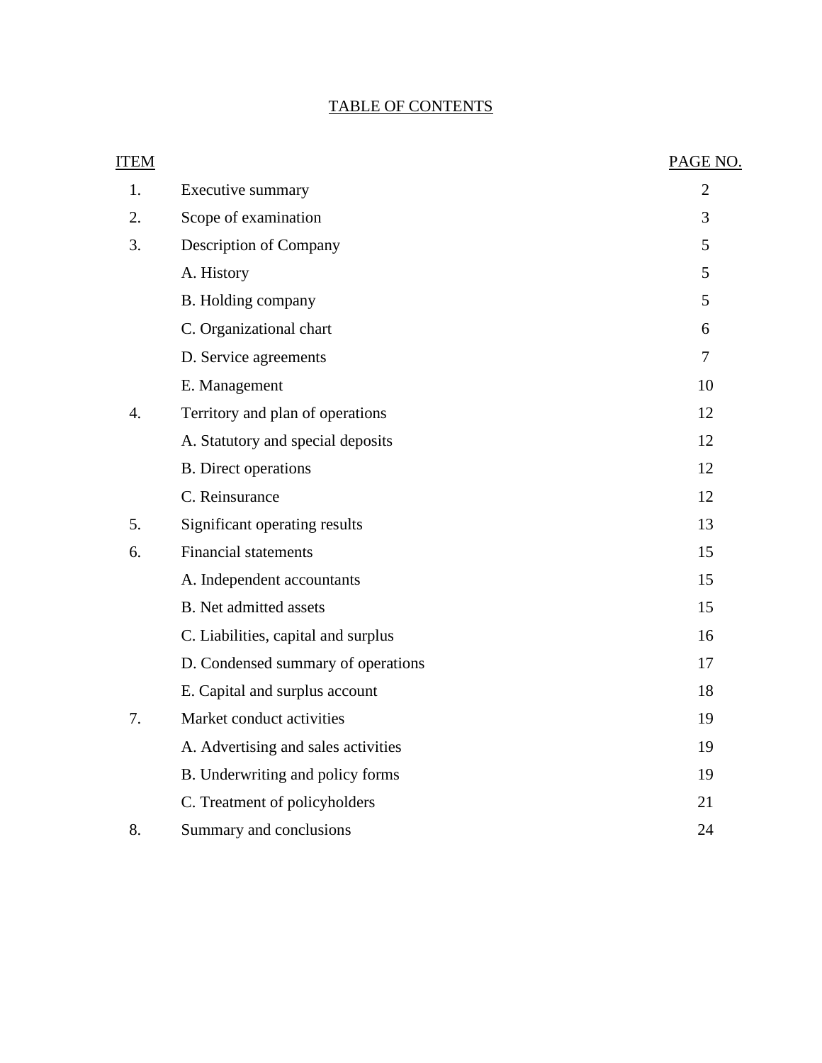## TABLE OF CONTENTS

| ITEM | | PAGE NO. |
|---|---|---|
| 1. | Executive summary | 2 |
| 2. | Scope of examination | 3 |
| 3. | Description of Company | 5 |
| | A. History | 5 |
| | B. Holding company | 5 |
| | C. Organizational chart | 6 |
| | D. Service agreements | 7 |
| | E. Management | 10 |
| 4. | Territory and plan of operations | 12 |
| | A. Statutory and special deposits | 12 |
| | B. Direct operations | 12 |
| | C. Reinsurance | 12 |
| 5. | Significant operating results | 13 |
| 6. | Financial statements | 15 |
| | A. Independent accountants | 15 |
| | B. Net admitted assets | 15 |
| | C. Liabilities, capital and surplus | 16 |
| | D. Condensed summary of operations | 17 |
| | E. Capital and surplus account | 18 |
| 7. | Market conduct activities | 19 |
| | A. Advertising and sales activities | 19 |
| | B. Underwriting and policy forms | 19 |
| | C. Treatment of policyholders | 21 |
| 8. | Summary and conclusions | 24 |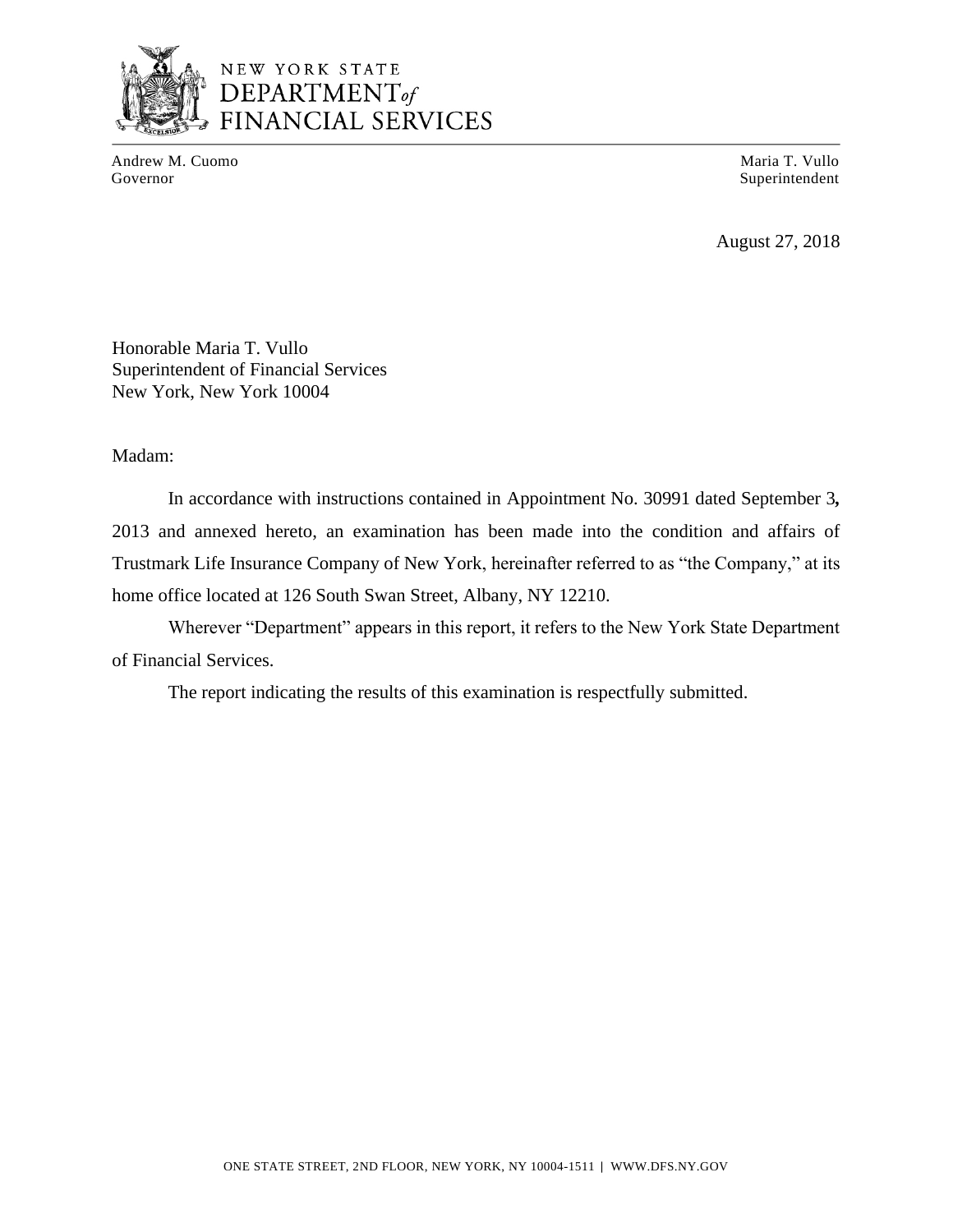NEW YORK STATE
DEPARTMENT *of*
FINANCIAL SERVICES

Andrew M. Cuomo
Governor

Maria T. Vullo
Superintendent

August 27, 2018

Honorable Maria T. Vullo
Superintendent of Financial Services
New York, New York 10004

Madam:

In accordance with instructions contained in Appointment No. 30991 dated September 3**,** 2013 and annexed hereto, an examination has been made into the condition and affairs of Trustmark Life Insurance Company of New York, hereinafter referred to as "the Company," at its home office located at 126 South Swan Street, Albany, NY 12210.

Wherever "Department" appears in this report, it refers to the New York State Department of Financial Services.

The report indicating the results of this examination is respectfully submitted.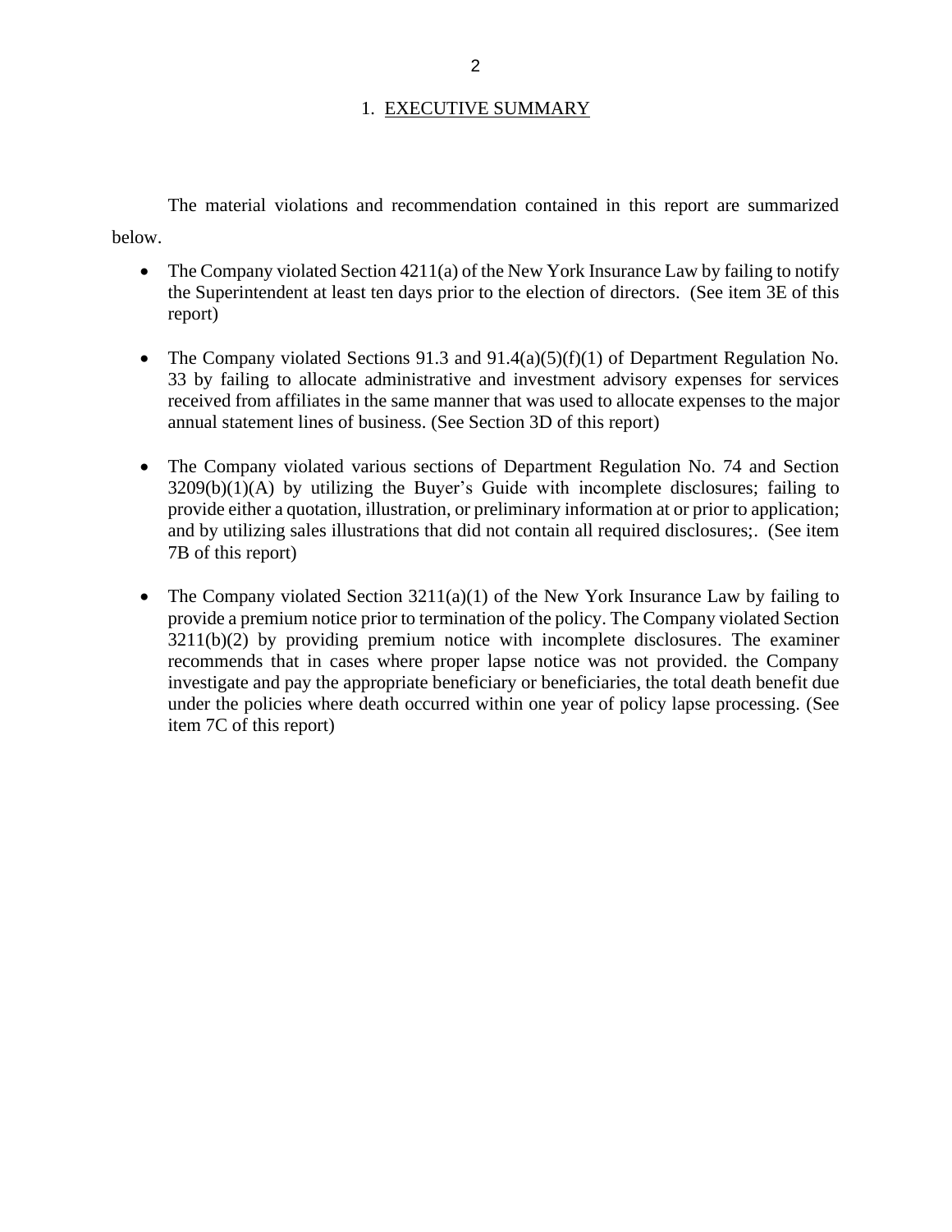# 1. EXECUTIVE SUMMARY

The material violations and recommendation contained in this report are summarized below.

- The Company violated Section 4211(a) of the New York Insurance Law by failing to notify the Superintendent at least ten days prior to the election of directors. (See item 3E of this report)

- The Company violated Sections 91.3 and 91.4(a)(5)(f)(1) of Department Regulation No. 33 by failing to allocate administrative and investment advisory expenses for services received from affiliates in the same manner that was used to allocate expenses to the major annual statement lines of business. (See Section 3D of this report)

- The Company violated various sections of Department Regulation No. 74 and Section 3209(b)(1)(A) by utilizing the Buyer's Guide with incomplete disclosures; failing to provide either a quotation, illustration, or preliminary information at or prior to application; and by utilizing sales illustrations that did not contain all required disclosures;. (See item 7B of this report)

- The Company violated Section 3211(a)(1) of the New York Insurance Law by failing to provide a premium notice prior to termination of the policy. The Company violated Section 3211(b)(2) by providing premium notice with incomplete disclosures. The examiner recommends that in cases where proper lapse notice was not provided. the Company investigate and pay the appropriate beneficiary or beneficiaries, the total death benefit due under the policies where death occurred within one year of policy lapse processing. (See item 7C of this report)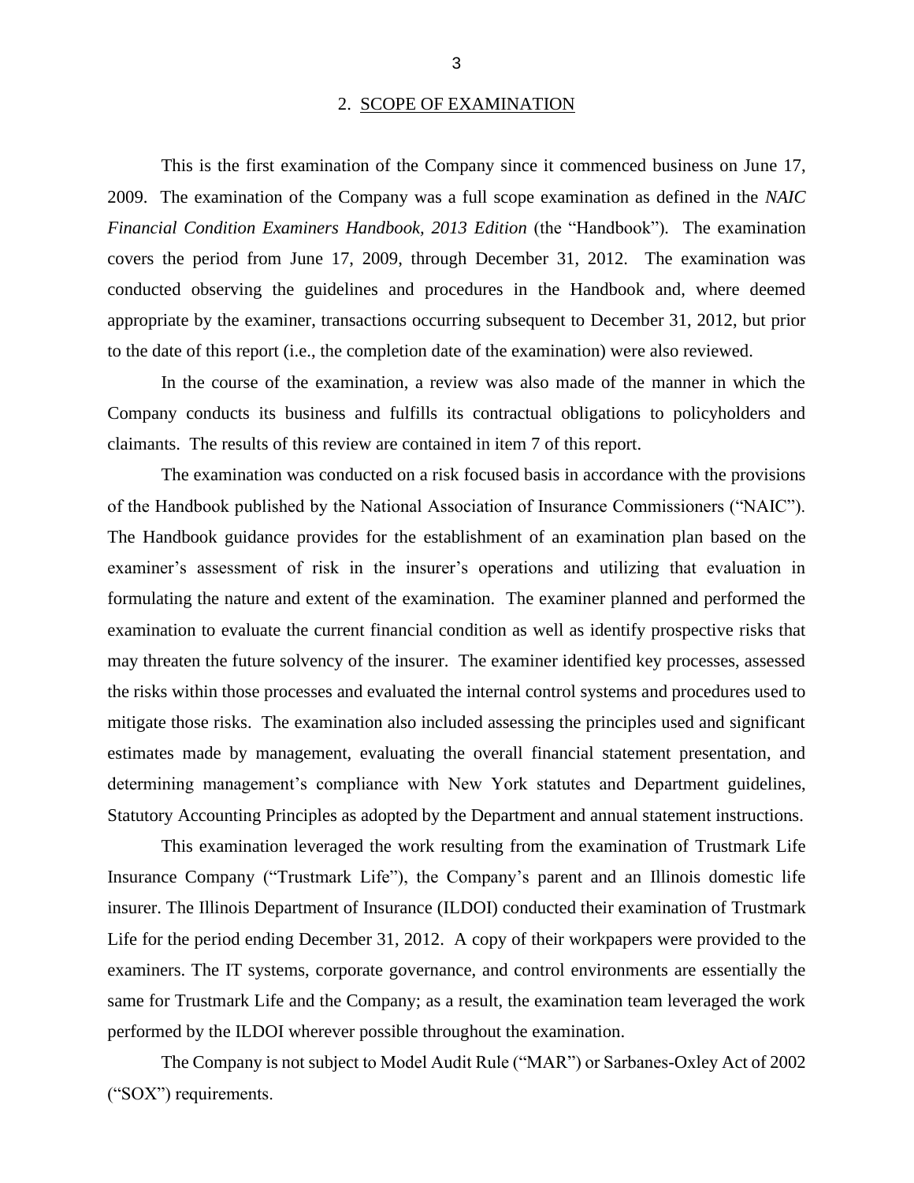## 2. SCOPE OF EXAMINATION

This is the first examination of the Company since it commenced business on June 17, 2009. The examination of the Company was a full scope examination as defined in the *NAIC Financial Condition Examiners Handbook, 2013 Edition* (the "Handbook"). The examination covers the period from June 17, 2009, through December 31, 2012. The examination was conducted observing the guidelines and procedures in the Handbook and, where deemed appropriate by the examiner, transactions occurring subsequent to December 31, 2012, but prior to the date of this report (i.e., the completion date of the examination) were also reviewed.

In the course of the examination, a review was also made of the manner in which the Company conducts its business and fulfills its contractual obligations to policyholders and claimants. The results of this review are contained in item 7 of this report.

The examination was conducted on a risk focused basis in accordance with the provisions of the Handbook published by the National Association of Insurance Commissioners ("NAIC"). The Handbook guidance provides for the establishment of an examination plan based on the examiner's assessment of risk in the insurer's operations and utilizing that evaluation in formulating the nature and extent of the examination. The examiner planned and performed the examination to evaluate the current financial condition as well as identify prospective risks that may threaten the future solvency of the insurer. The examiner identified key processes, assessed the risks within those processes and evaluated the internal control systems and procedures used to mitigate those risks. The examination also included assessing the principles used and significant estimates made by management, evaluating the overall financial statement presentation, and determining management's compliance with New York statutes and Department guidelines, Statutory Accounting Principles as adopted by the Department and annual statement instructions.

This examination leveraged the work resulting from the examination of Trustmark Life Insurance Company ("Trustmark Life"), the Company's parent and an Illinois domestic life insurer. The Illinois Department of Insurance (ILDOI) conducted their examination of Trustmark Life for the period ending December 31, 2012. A copy of their workpapers were provided to the examiners. The IT systems, corporate governance, and control environments are essentially the same for Trustmark Life and the Company; as a result, the examination team leveraged the work performed by the ILDOI wherever possible throughout the examination.

The Company is not subject to Model Audit Rule ("MAR") or Sarbanes-Oxley Act of 2002 ("SOX") requirements.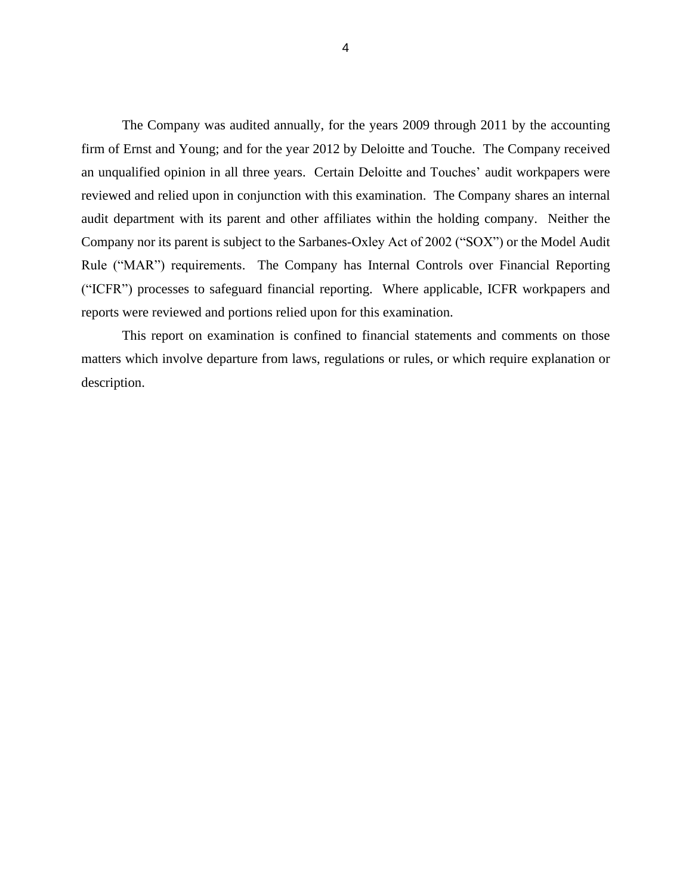The Company was audited annually, for the years 2009 through 2011 by the accounting firm of Ernst and Young; and for the year 2012 by Deloitte and Touche. The Company received an unqualified opinion in all three years. Certain Deloitte and Touches' audit workpapers were reviewed and relied upon in conjunction with this examination. The Company shares an internal audit department with its parent and other affiliates within the holding company. Neither the Company nor its parent is subject to the Sarbanes-Oxley Act of 2002 ("SOX") or the Model Audit Rule ("MAR") requirements. The Company has Internal Controls over Financial Reporting ("ICFR") processes to safeguard financial reporting. Where applicable, ICFR workpapers and reports were reviewed and portions relied upon for this examination.

This report on examination is confined to financial statements and comments on those matters which involve departure from laws, regulations or rules, or which require explanation or description.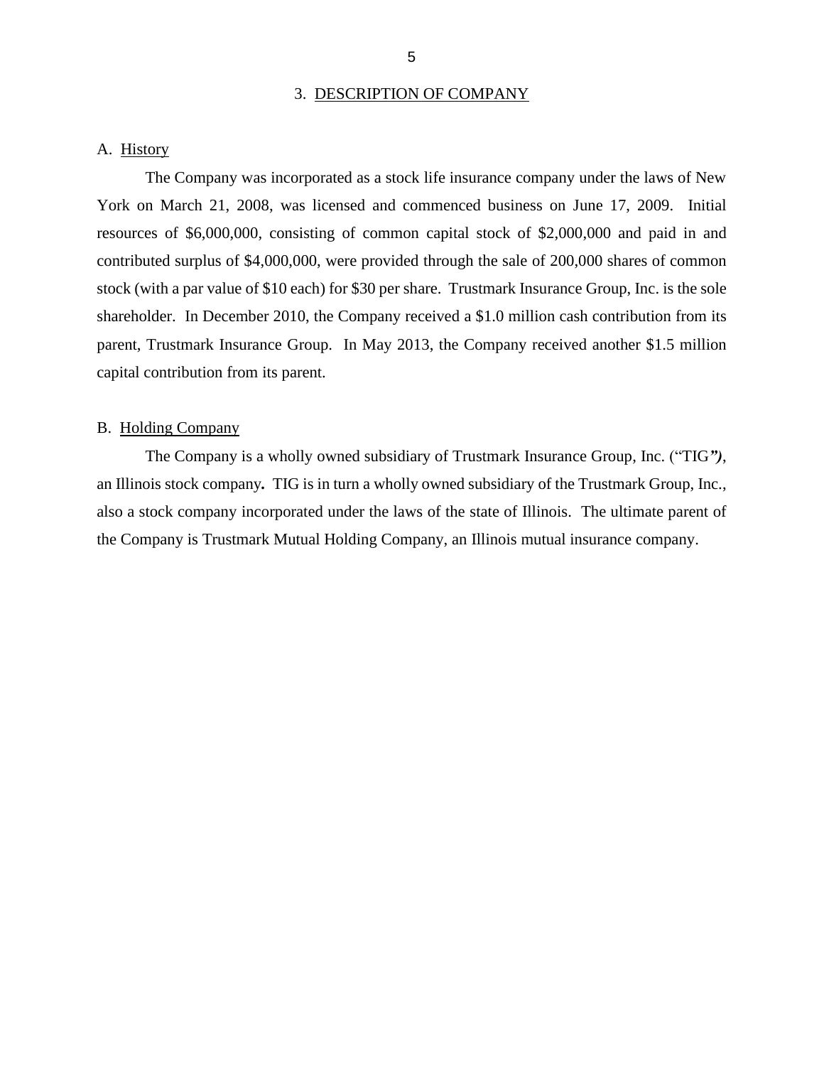## 3. DESCRIPTION OF COMPANY

### A. History

The Company was incorporated as a stock life insurance company under the laws of New York on March 21, 2008, was licensed and commenced business on June 17, 2009. Initial resources of $6,000,000, consisting of common capital stock of $2,000,000 and paid in and contributed surplus of $4,000,000, were provided through the sale of 200,000 shares of common stock (with a par value of $10 each) for $30 per share. Trustmark Insurance Group, Inc. is the sole shareholder. In December 2010, the Company received a $1.0 million cash contribution from its parent, Trustmark Insurance Group. In May 2013, the Company received another $1.5 million capital contribution from its parent.

### B. Holding Company

The Company is a wholly owned subsidiary of Trustmark Insurance Group, Inc. ("TIG"), an Illinois stock company. TIG is in turn a wholly owned subsidiary of the Trustmark Group, Inc., also a stock company incorporated under the laws of the state of Illinois. The ultimate parent of the Company is Trustmark Mutual Holding Company, an Illinois mutual insurance company.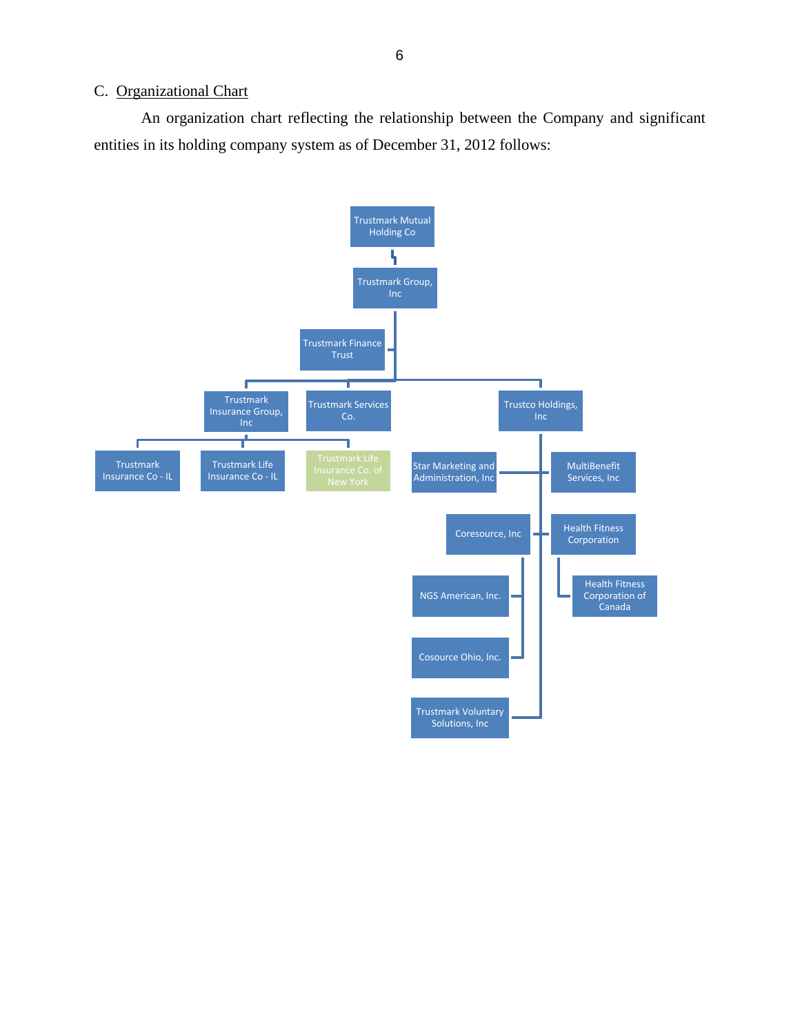## C. Organizational Chart

An organization chart reflecting the relationship between the Company and significant entities in its holding company system as of December 31, 2012 follows:

- Trustmark Mutual Holding Co
  - Trustmark Group, Inc
    - Trustmark Finance Trust
    - Trustmark Insurance Group, Inc
      - Trustmark Insurance Co - IL
      - Trustmark Life Insurance Co - IL
      - Trustmark Life Insurance Co. of New York
    - Trustmark Services Co.
    - Trustco Holdings, Inc
      - Star Marketing and Administration, Inc
      - MultiBenefit Services, Inc
      - Coresource, Inc
        - NGS American, Inc.
        - Cosource Ohio, Inc.
      - Health Fitness Corporation
        - Health Fitness Corporation of Canada
      - Trustmark Voluntary Solutions, Inc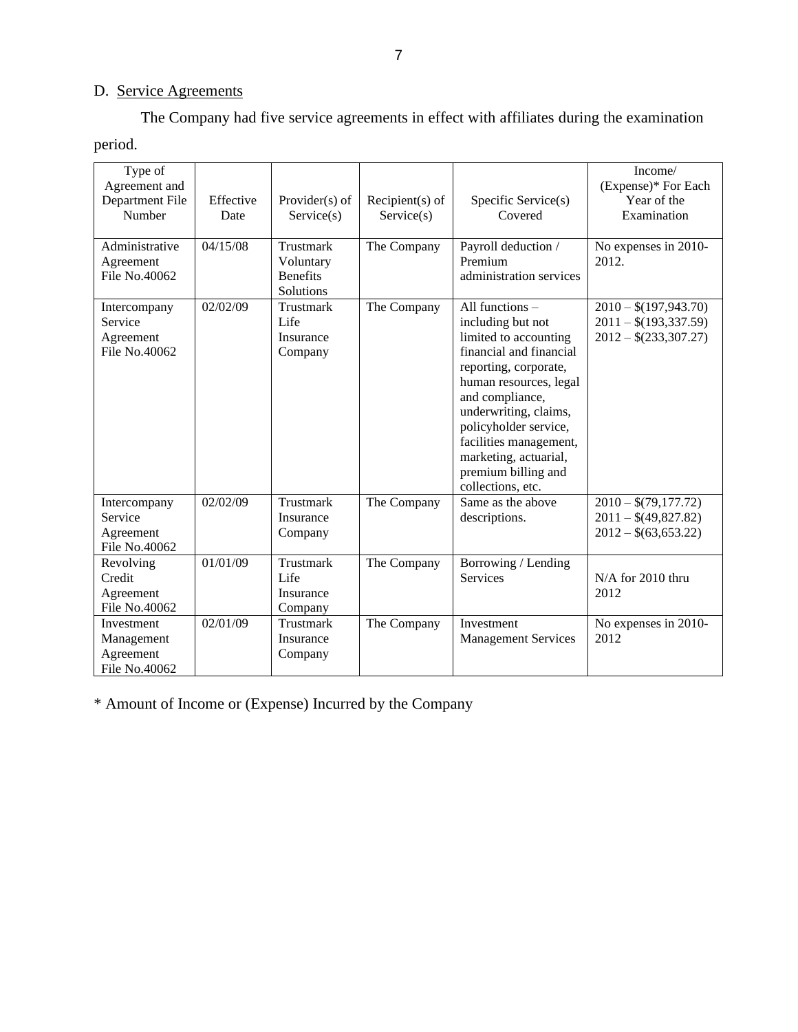## D. Service Agreements

The Company had five service agreements in effect with affiliates during the examination period.

| Type of Agreement and Department File Number | Effective Date | Provider(s) of Service(s) | Recipient(s) of Service(s) | Specific Service(s) Covered | Income/ (Expense)* For Each Year of the Examination |
|---|---|---|---|---|---|
| Administrative Agreement File No.40062 | 04/15/08 | Trustmark Voluntary Benefits Solutions | The Company | Payroll deduction / Premium administration services | No expenses in 2010-2012. |
| Intercompany Service Agreement File No.40062 | 02/02/09 | Trustmark Life Insurance Company | The Company | All functions – including but not limited to accounting financial and financial reporting, corporate, human resources, legal and compliance, underwriting, claims, policyholder service, facilities management, marketing, actuarial, premium billing and collections, etc. | 2010 – $(197,943.70)<br>2011 – $(193,337.59)<br>2012 – $(233,307.27) |
| Intercompany Service Agreement File No.40062 | 02/02/09 | Trustmark Insurance Company | The Company | Same as the above descriptions. | 2010 – $(79,177.72)<br>2011 – $(49,827.82)<br>2012 – $(63,653.22) |
| Revolving Credit Agreement File No.40062 | 01/01/09 | Trustmark Life Insurance Company | The Company | Borrowing / Lending Services | N/A for 2010 thru 2012 |
| Investment Management Agreement File No.40062 | 02/01/09 | Trustmark Insurance Company | The Company | Investment Management Services | No expenses in 2010-2012 |

* Amount of Income or (Expense) Incurred by the Company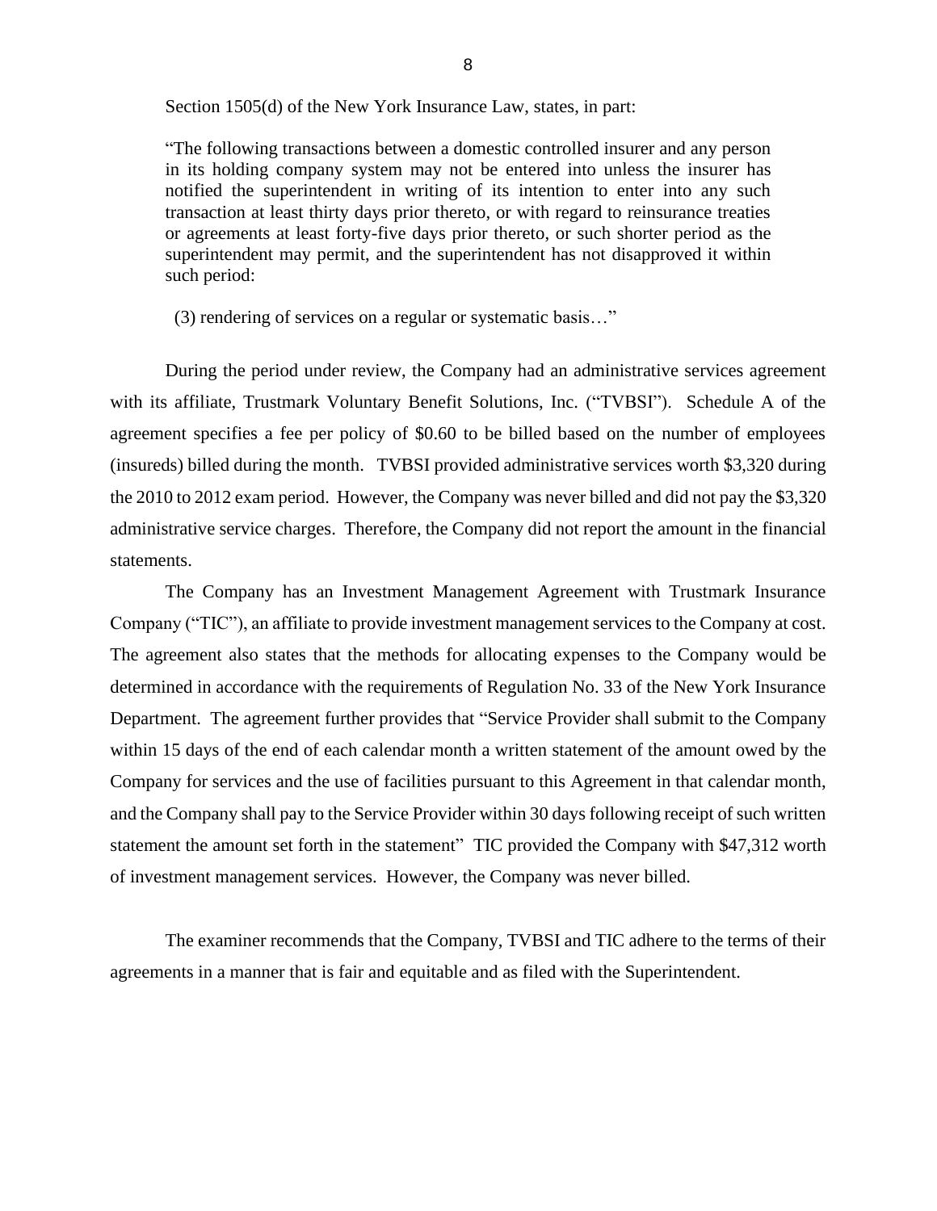Section 1505(d) of the New York Insurance Law, states, in part:

> "The following transactions between a domestic controlled insurer and any person in its holding company system may not be entered into unless the insurer has notified the superintendent in writing of its intention to enter into any such transaction at least thirty days prior thereto, or with regard to reinsurance treaties or agreements at least forty-five days prior thereto, or such shorter period as the superintendent may permit, and the superintendent has not disapproved it within such period:
>
> (3) rendering of services on a regular or systematic basis…"

During the period under review, the Company had an administrative services agreement with its affiliate, Trustmark Voluntary Benefit Solutions, Inc. ("TVBSI"). Schedule A of the agreement specifies a fee per policy of $0.60 to be billed based on the number of employees (insureds) billed during the month. TVBSI provided administrative services worth $3,320 during the 2010 to 2012 exam period. However, the Company was never billed and did not pay the $3,320 administrative service charges. Therefore, the Company did not report the amount in the financial statements.

The Company has an Investment Management Agreement with Trustmark Insurance Company ("TIC"), an affiliate to provide investment management services to the Company at cost. The agreement also states that the methods for allocating expenses to the Company would be determined in accordance with the requirements of Regulation No. 33 of the New York Insurance Department. The agreement further provides that "Service Provider shall submit to the Company within 15 days of the end of each calendar month a written statement of the amount owed by the Company for services and the use of facilities pursuant to this Agreement in that calendar month, and the Company shall pay to the Service Provider within 30 days following receipt of such written statement the amount set forth in the statement" TIC provided the Company with $47,312 worth of investment management services. However, the Company was never billed.

The examiner recommends that the Company, TVBSI and TIC adhere to the terms of their agreements in a manner that is fair and equitable and as filed with the Superintendent.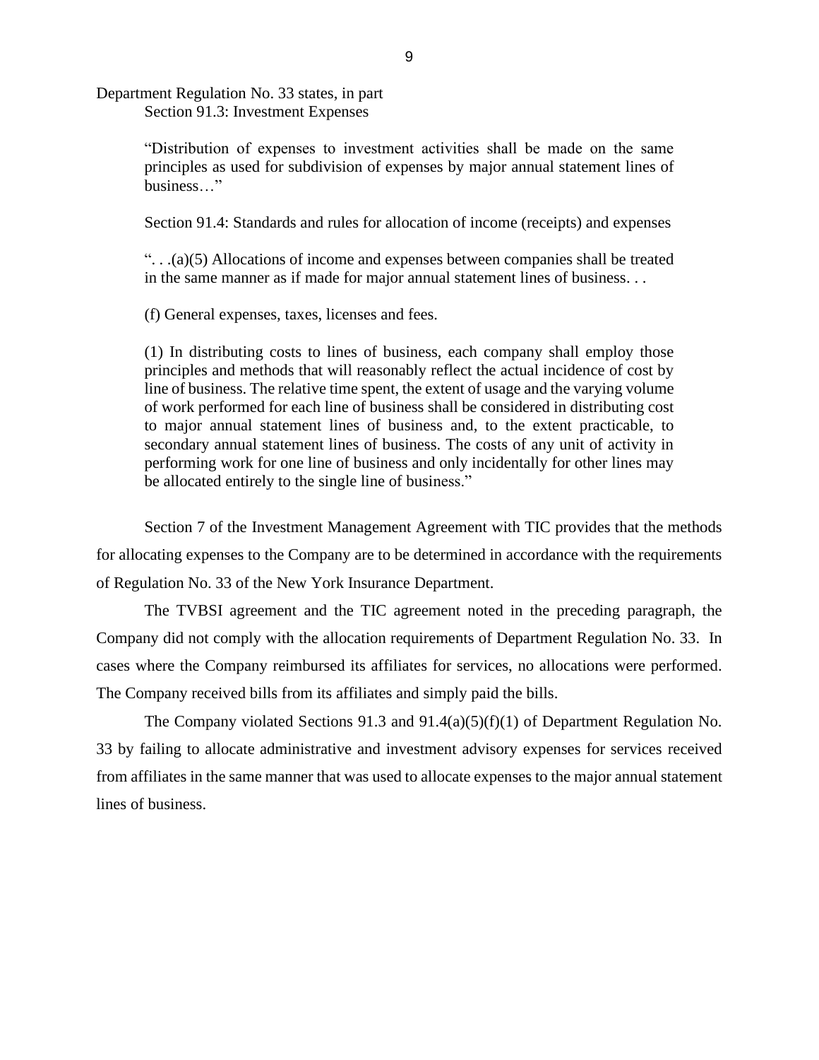Department Regulation No. 33 states, in part

Section 91.3: Investment Expenses

> "Distribution of expenses to investment activities shall be made on the same principles as used for subdivision of expenses by major annual statement lines of business…"
>
> Section 91.4: Standards and rules for allocation of income (receipts) and expenses
>
> ". . .(a)(5) Allocations of income and expenses between companies shall be treated in the same manner as if made for major annual statement lines of business. . .
>
> (f) General expenses, taxes, licenses and fees.
>
> (1) In distributing costs to lines of business, each company shall employ those principles and methods that will reasonably reflect the actual incidence of cost by line of business. The relative time spent, the extent of usage and the varying volume of work performed for each line of business shall be considered in distributing cost to major annual statement lines of business and, to the extent practicable, to secondary annual statement lines of business. The costs of any unit of activity in performing work for one line of business and only incidentally for other lines may be allocated entirely to the single line of business."

Section 7 of the Investment Management Agreement with TIC provides that the methods for allocating expenses to the Company are to be determined in accordance with the requirements of Regulation No. 33 of the New York Insurance Department.

The TVBSI agreement and the TIC agreement noted in the preceding paragraph, the Company did not comply with the allocation requirements of Department Regulation No. 33. In cases where the Company reimbursed its affiliates for services, no allocations were performed. The Company received bills from its affiliates and simply paid the bills.

The Company violated Sections 91.3 and 91.4(a)(5)(f)(1) of Department Regulation No. 33 by failing to allocate administrative and investment advisory expenses for services received from affiliates in the same manner that was used to allocate expenses to the major annual statement lines of business.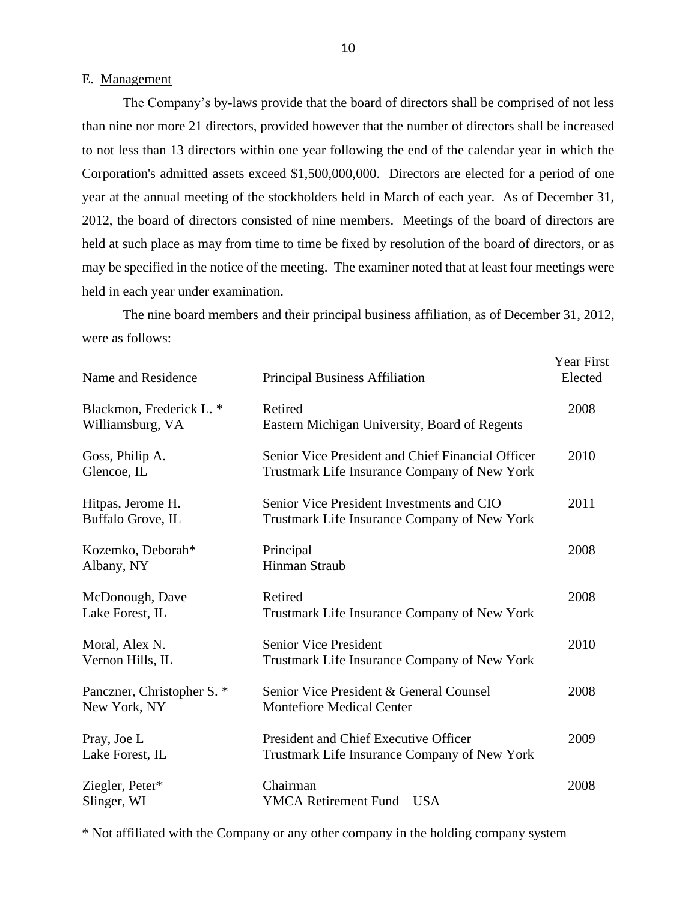## E. Management

The Company’s by-laws provide that the board of directors shall be comprised of not less than nine nor more 21 directors, provided however that the number of directors shall be increased to not less than 13 directors within one year following the end of the calendar year in which the Corporation's admitted assets exceed $1,500,000,000. Directors are elected for a period of one year at the annual meeting of the stockholders held in March of each year. As of December 31, 2012, the board of directors consisted of nine members. Meetings of the board of directors are held at such place as may from time to time be fixed by resolution of the board of directors, or as may be specified in the notice of the meeting. The examiner noted that at least four meetings were held in each year under examination.

The nine board members and their principal business affiliation, as of December 31, 2012, were as follows:

| Name and Residence | Principal Business Affiliation | Year First Elected |
|---|---|---|
| Blackmon, Frederick L. *<br>Williamsburg, VA | Retired<br>Eastern Michigan University, Board of Regents | 2008 |
| Goss, Philip A.<br>Glencoe, IL | Senior Vice President and Chief Financial Officer<br>Trustmark Life Insurance Company of New York | 2010 |
| Hitpas, Jerome H.<br>Buffalo Grove, IL | Senior Vice President Investments and CIO<br>Trustmark Life Insurance Company of New York | 2011 |
| Kozemko, Deborah*<br>Albany, NY | Principal<br>Hinman Straub | 2008 |
| McDonough, Dave<br>Lake Forest, IL | Retired<br>Trustmark Life Insurance Company of New York | 2008 |
| Moral, Alex N.<br>Vernon Hills, IL | Senior Vice President<br>Trustmark Life Insurance Company of New York | 2010 |
| Panczner, Christopher S. *<br>New York, NY | Senior Vice President & General Counsel<br>Montefiore Medical Center | 2008 |
| Pray, Joe L<br>Lake Forest, IL | President and Chief Executive Officer<br>Trustmark Life Insurance Company of New York | 2009 |
| Ziegler, Peter*<br>Slinger, WI | Chairman<br>YMCA Retirement Fund – USA | 2008 |

* Not affiliated with the Company or any other company in the holding company system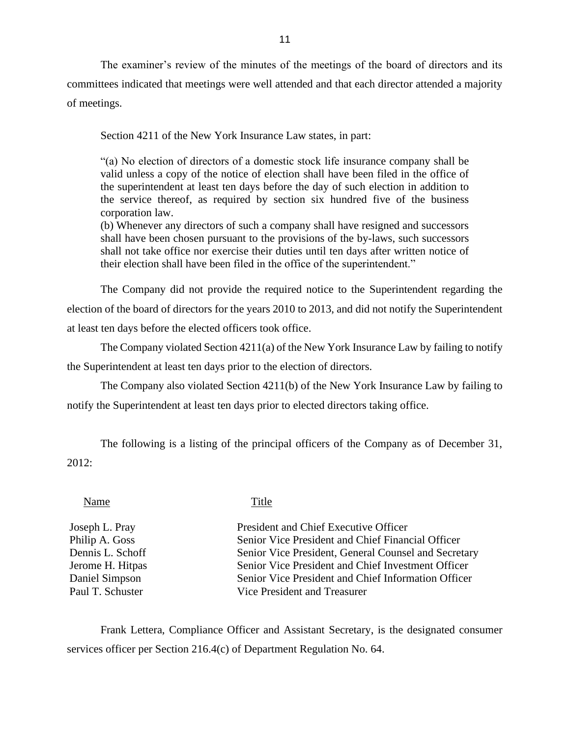The examiner's review of the minutes of the meetings of the board of directors and its committees indicated that meetings were well attended and that each director attended a majority of meetings.

Section 4211 of the New York Insurance Law states, in part:

> "(a) No election of directors of a domestic stock life insurance company shall be valid unless a copy of the notice of election shall have been filed in the office of the superintendent at least ten days before the day of such election in addition to the service thereof, as required by section six hundred five of the business corporation law.
> (b) Whenever any directors of such a company shall have resigned and successors shall have been chosen pursuant to the provisions of the by-laws, such successors shall not take office nor exercise their duties until ten days after written notice of their election shall have been filed in the office of the superintendent."

The Company did not provide the required notice to the Superintendent regarding the election of the board of directors for the years 2010 to 2013, and did not notify the Superintendent at least ten days before the elected officers took office.

The Company violated Section 4211(a) of the New York Insurance Law by failing to notify the Superintendent at least ten days prior to the election of directors.

The Company also violated Section 4211(b) of the New York Insurance Law by failing to notify the Superintendent at least ten days prior to elected directors taking office.

The following is a listing of the principal officers of the Company as of December 31, 2012:

| Name | Title |
|---|---|
| Joseph L. Pray | President and Chief Executive Officer |
| Philip A. Goss | Senior Vice President and Chief Financial Officer |
| Dennis L. Schoff | Senior Vice President, General Counsel and Secretary |
| Jerome H. Hitpas | Senior Vice President and Chief Investment Officer |
| Daniel Simpson | Senior Vice President and Chief Information Officer |
| Paul T. Schuster | Vice President and Treasurer |

Frank Lettera, Compliance Officer and Assistant Secretary, is the designated consumer services officer per Section 216.4(c) of Department Regulation No. 64.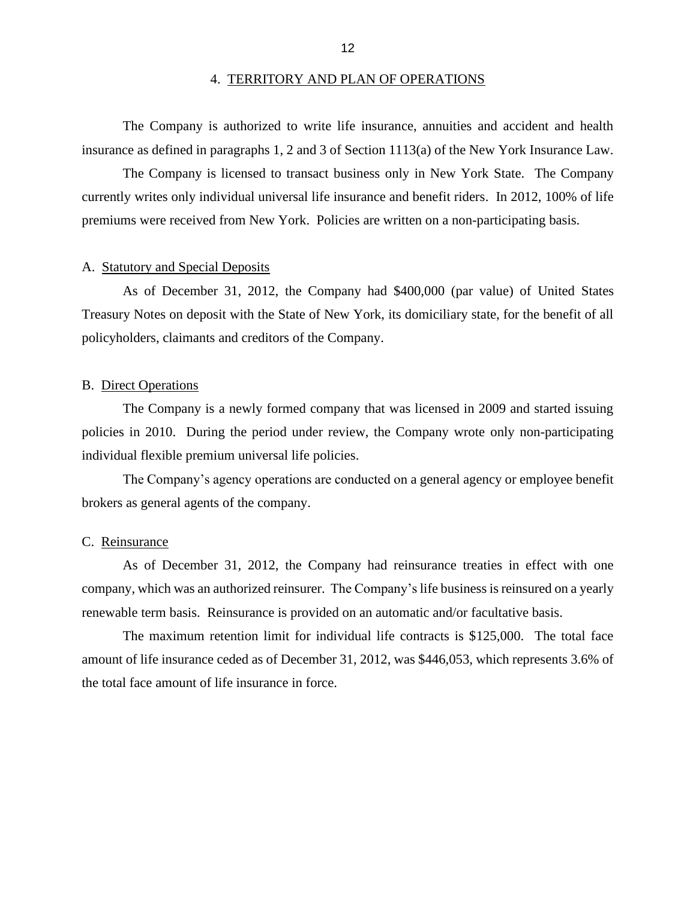## 4. TERRITORY AND PLAN OF OPERATIONS

The Company is authorized to write life insurance, annuities and accident and health insurance as defined in paragraphs 1, 2 and 3 of Section 1113(a) of the New York Insurance Law.

The Company is licensed to transact business only in New York State. The Company currently writes only individual universal life insurance and benefit riders. In 2012, 100% of life premiums were received from New York. Policies are written on a non-participating basis.

### A. Statutory and Special Deposits

As of December 31, 2012, the Company had $400,000 (par value) of United States Treasury Notes on deposit with the State of New York, its domiciliary state, for the benefit of all policyholders, claimants and creditors of the Company.

### B. Direct Operations

The Company is a newly formed company that was licensed in 2009 and started issuing policies in 2010. During the period under review, the Company wrote only non-participating individual flexible premium universal life policies.

The Company's agency operations are conducted on a general agency or employee benefit brokers as general agents of the company.

### C. Reinsurance

As of December 31, 2012, the Company had reinsurance treaties in effect with one company, which was an authorized reinsurer. The Company's life business is reinsured on a yearly renewable term basis. Reinsurance is provided on an automatic and/or facultative basis.

The maximum retention limit for individual life contracts is $125,000. The total face amount of life insurance ceded as of December 31, 2012, was $446,053, which represents 3.6% of the total face amount of life insurance in force.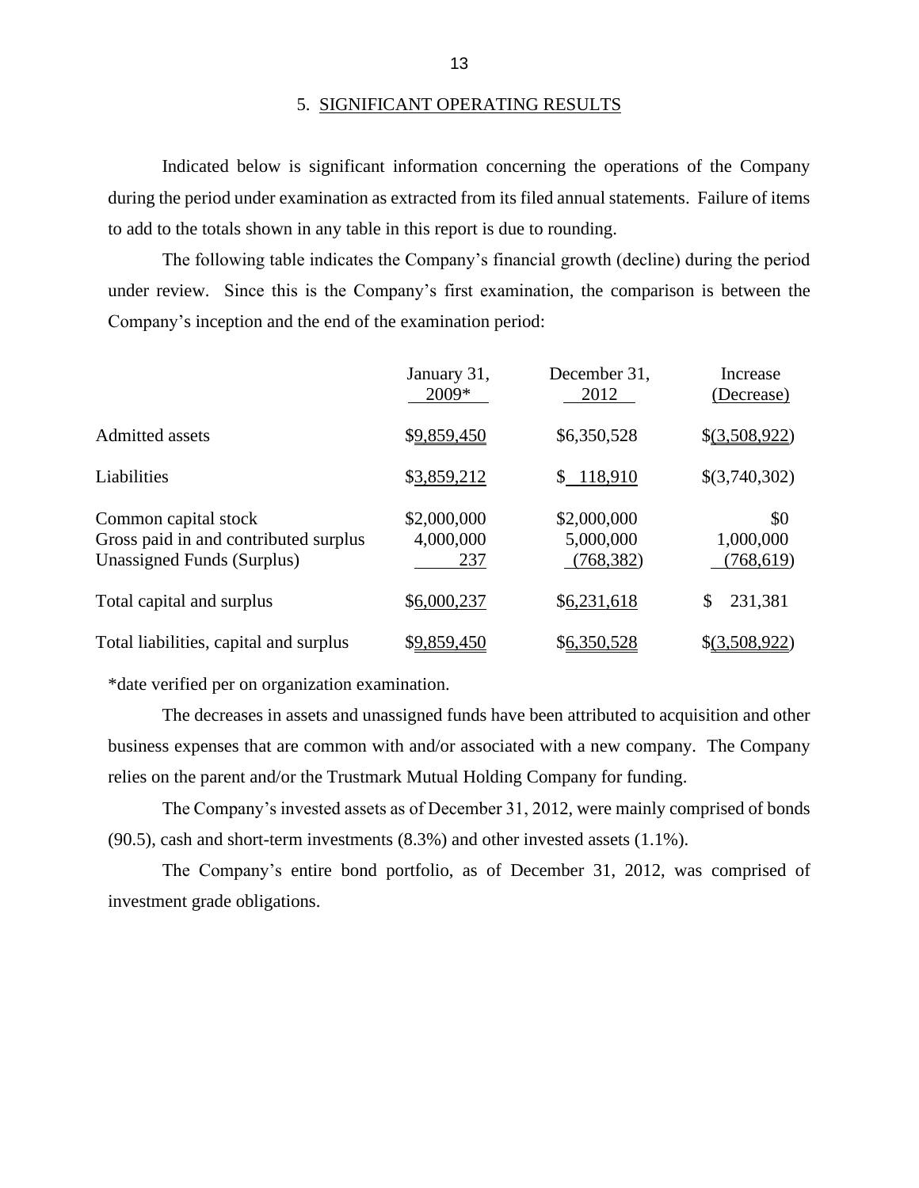## 5. SIGNIFICANT OPERATING RESULTS

Indicated below is significant information concerning the operations of the Company during the period under examination as extracted from its filed annual statements. Failure of items to add to the totals shown in any table in this report is due to rounding.

The following table indicates the Company's financial growth (decline) during the period under review. Since this is the Company's first examination, the comparison is between the Company's inception and the end of the examination period:

| | January 31, 2009* | December 31, 2012 | Increase (Decrease) |
|---|---|---|---|
| Admitted assets | $9,859,450 | $6,350,528 | $(3,508,922) |
| Liabilities | $3,859,212 | $ 118,910 | $(3,740,302) |
| Common capital stock | $2,000,000 | $2,000,000 | $0 |
| Gross paid in and contributed surplus | 4,000,000 | 5,000,000 | 1,000,000 |
| Unassigned Funds (Surplus) | 237 | (768,382) | (768,619) |
| Total capital and surplus | $6,000,237 | $6,231,618 | $ 231,381 |
| Total liabilities, capital and surplus | $9,859,450 | $6,350,528 | $(3,508,922) |

*date verified per on organization examination.

The decreases in assets and unassigned funds have been attributed to acquisition and other business expenses that are common with and/or associated with a new company. The Company relies on the parent and/or the Trustmark Mutual Holding Company for funding.

The Company's invested assets as of December 31, 2012, were mainly comprised of bonds (90.5), cash and short-term investments (8.3%) and other invested assets (1.1%).

The Company's entire bond portfolio, as of December 31, 2012, was comprised of investment grade obligations.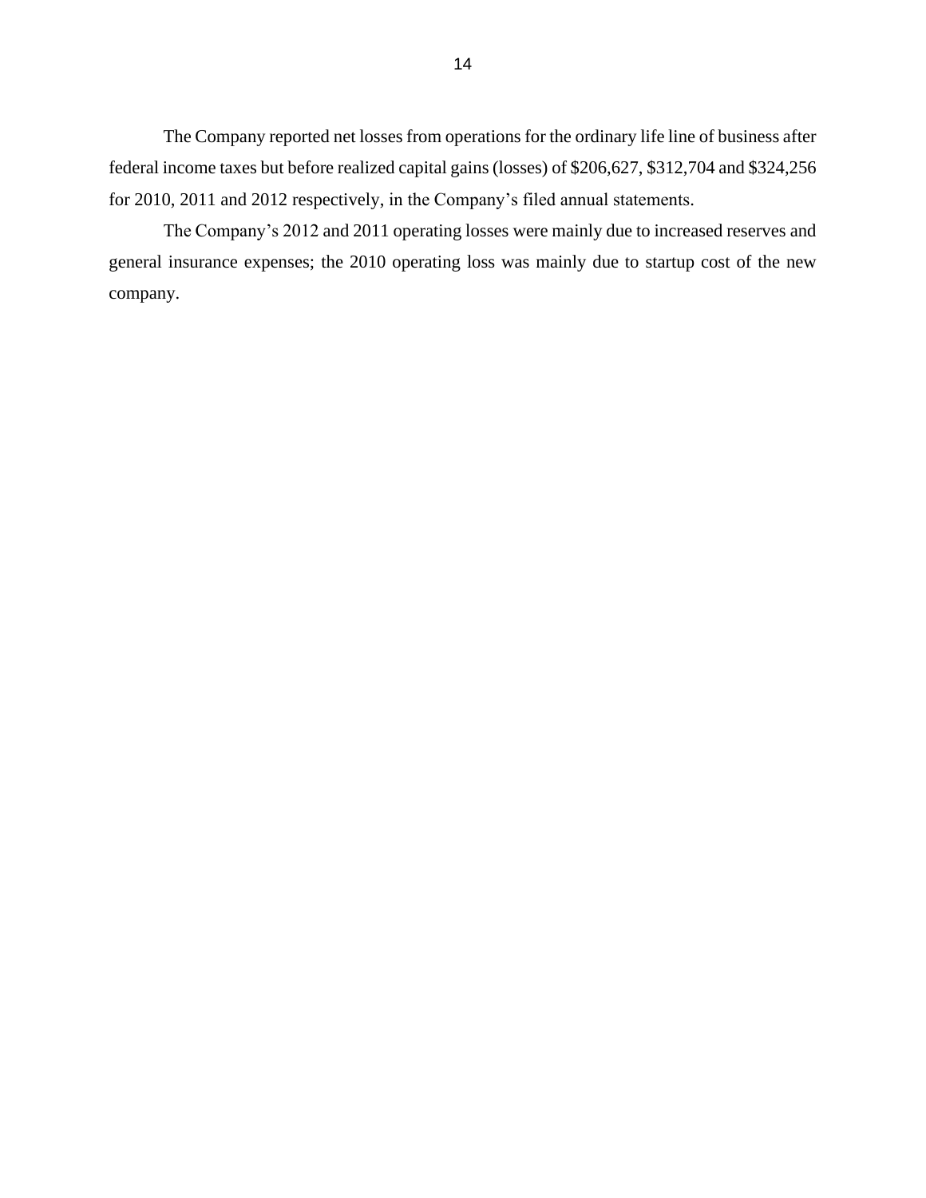The Company reported net losses from operations for the ordinary life line of business after federal income taxes but before realized capital gains (losses) of $206,627, $312,704 and $324,256 for 2010, 2011 and 2012 respectively, in the Company's filed annual statements.

The Company's 2012 and 2011 operating losses were mainly due to increased reserves and general insurance expenses; the 2010 operating loss was mainly due to startup cost of the new company.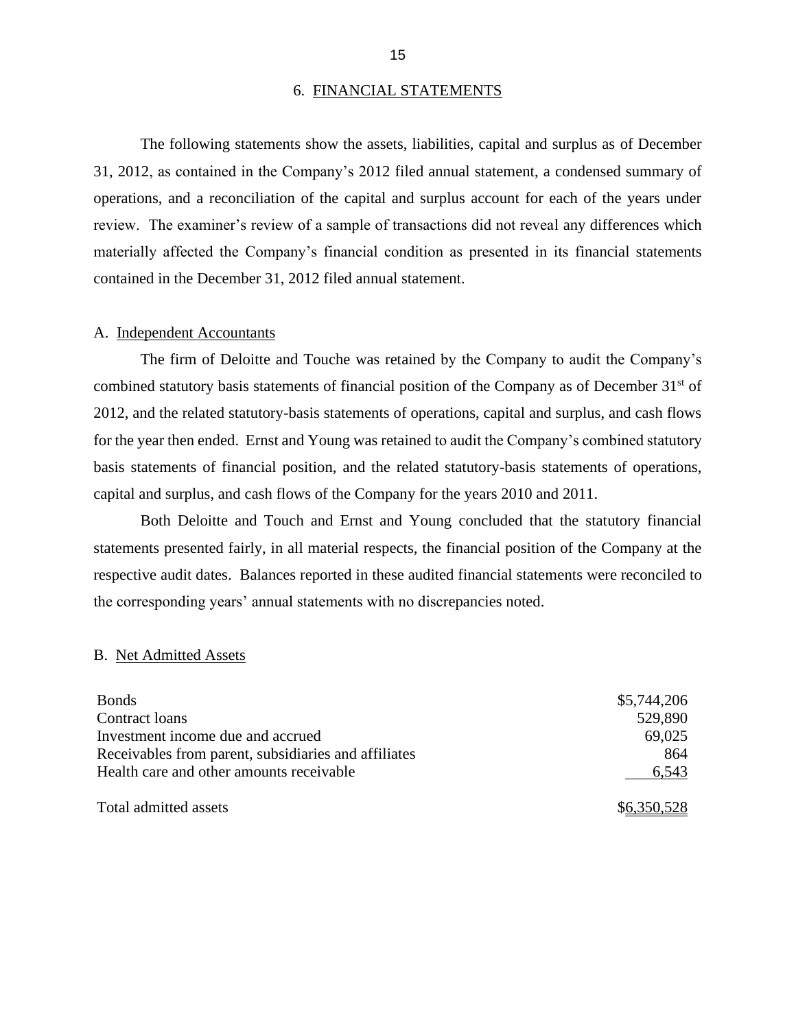## 6. FINANCIAL STATEMENTS

The following statements show the assets, liabilities, capital and surplus as of December 31, 2012, as contained in the Company's 2012 filed annual statement, a condensed summary of operations, and a reconciliation of the capital and surplus account for each of the years under review. The examiner's review of a sample of transactions did not reveal any differences which materially affected the Company's financial condition as presented in its financial statements contained in the December 31, 2012 filed annual statement.

### A. Independent Accountants

The firm of Deloitte and Touche was retained by the Company to audit the Company's combined statutory basis statements of financial position of the Company as of December 31st of 2012, and the related statutory-basis statements of operations, capital and surplus, and cash flows for the year then ended. Ernst and Young was retained to audit the Company's combined statutory basis statements of financial position, and the related statutory-basis statements of operations, capital and surplus, and cash flows of the Company for the years 2010 and 2011.

Both Deloitte and Touch and Ernst and Young concluded that the statutory financial statements presented fairly, in all material respects, the financial position of the Company at the respective audit dates. Balances reported in these audited financial statements were reconciled to the corresponding years' annual statements with no discrepancies noted.

### B. Net Admitted Assets

| | |
|---|---|
| Bonds | $5,744,206 |
| Contract loans | 529,890 |
| Investment income due and accrued | 69,025 |
| Receivables from parent, subsidiaries and affiliates | 864 |
| Health care and other amounts receivable | 6,543 |
| Total admitted assets | $6,350,528 |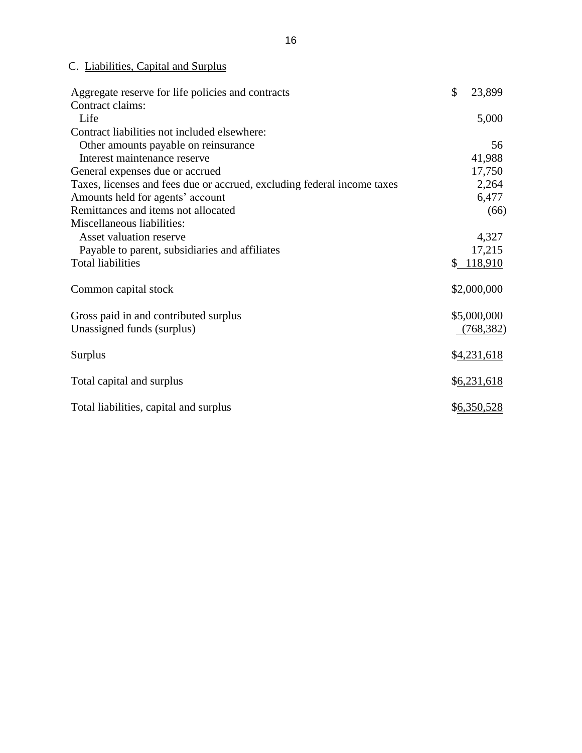C. Liabilities, Capital and Surplus

| | |
|---|---|
| Aggregate reserve for life policies and contracts | $ 23,899 |
| Contract claims: | |
| Life | 5,000 |
| Contract liabilities not included elsewhere: | |
| Other amounts payable on reinsurance | 56 |
| Interest maintenance reserve | 41,988 |
| General expenses due or accrued | 17,750 |
| Taxes, licenses and fees due or accrued, excluding federal income taxes | 2,264 |
| Amounts held for agents' account | 6,477 |
| Remittances and items not allocated | (66) |
| Miscellaneous liabilities: | |
| Asset valuation reserve | 4,327 |
| Payable to parent, subsidiaries and affiliates | 17,215 |
| Total liabilities | $ 118,910 |
| | |
| Common capital stock | $2,000,000 |
| | |
| Gross paid in and contributed surplus | $5,000,000 |
| Unassigned funds (surplus) | (768,382) |
| | |
| Surplus | $4,231,618 |
| | |
| Total capital and surplus | $6,231,618 |
| | |
| Total liabilities, capital and surplus | $6,350,528 |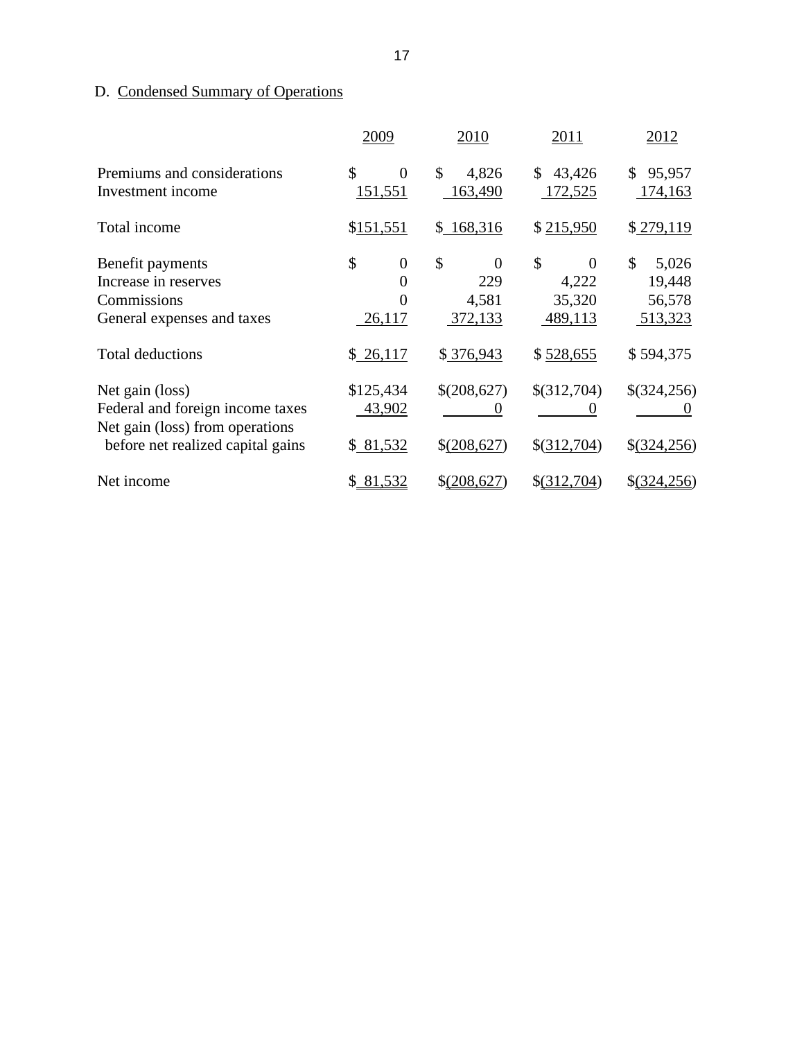D. Condensed Summary of Operations

| | 2009 | 2010 | 2011 | 2012 |
|---|---|---|---|---|
| Premiums and considerations | $ 0 | $ 4,826 | $ 43,426 | $ 95,957 |
| Investment income | 151,551 | 163,490 | 172,525 | 174,163 |
| Total income | $151,551 | $ 168,316 | $ 215,950 | $ 279,119 |
| Benefit payments | $ 0 | $ 0 | $ 0 | $ 5,026 |
| Increase in reserves | 0 | 229 | 4,222 | 19,448 |
| Commissions | 0 | 4,581 | 35,320 | 56,578 |
| General expenses and taxes | 26,117 | 372,133 | 489,113 | 513,323 |
| Total deductions | $ 26,117 | $ 376,943 | $ 528,655 | $ 594,375 |
| Net gain (loss) | $125,434 | $(208,627) | $(312,704) | $(324,256) |
| Federal and foreign income taxes | 43,902 | 0 | 0 | 0 |
| Net gain (loss) from operations before net realized capital gains | $ 81,532 | $(208,627) | $(312,704) | $(324,256) |
| Net income | $ 81,532 | $(208,627) | $(312,704) | $(324,256) |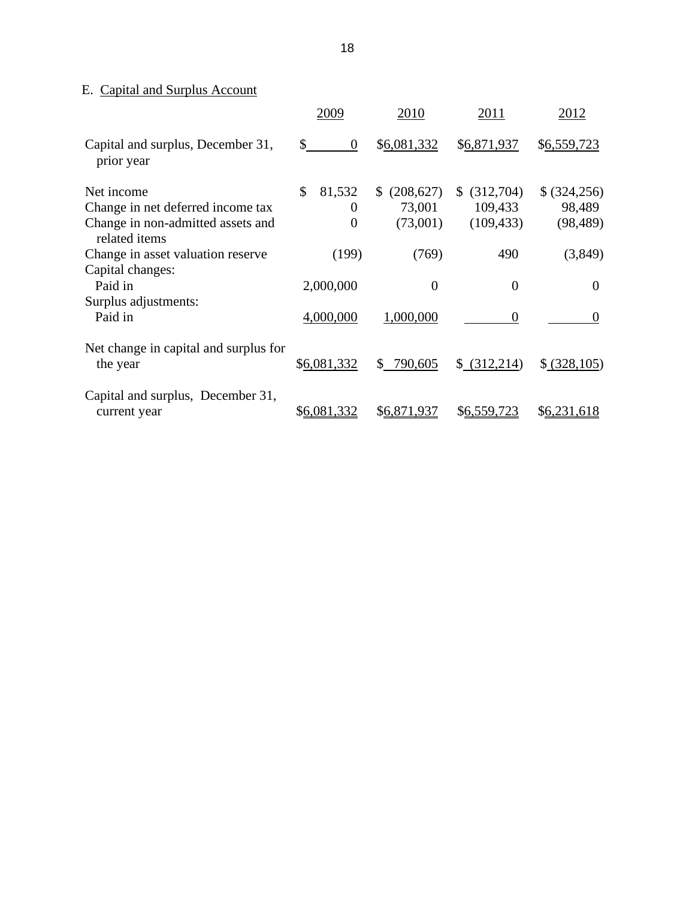E. Capital and Surplus Account

| | 2009 | 2010 | 2011 | 2012 |
|---|---|---|---|---|
| Capital and surplus, December 31, prior year | $ 0 | $6,081,332 | $6,871,937 | $6,559,723 |
| Net income | $ 81,532 | $ (208,627) | $ (312,704) | $ (324,256) |
| Change in net deferred income tax | 0 | 73,001 | 109,433 | 98,489 |
| Change in non-admitted assets and related items | 0 | (73,001) | (109,433) | (98,489) |
| Change in asset valuation reserve | (199) | (769) | 490 | (3,849) |
| Capital changes: | | | | |
| Paid in | 2,000,000 | 0 | 0 | 0 |
| Surplus adjustments: | | | | |
| Paid in | 4,000,000 | 1,000,000 | 0 | 0 |
| Net change in capital and surplus for the year | $6,081,332 | $ 790,605 | $ (312,214) | $ (328,105) |
| Capital and surplus, December 31, current year | $6,081,332 | $6,871,937 | $6,559,723 | $6,231,618 |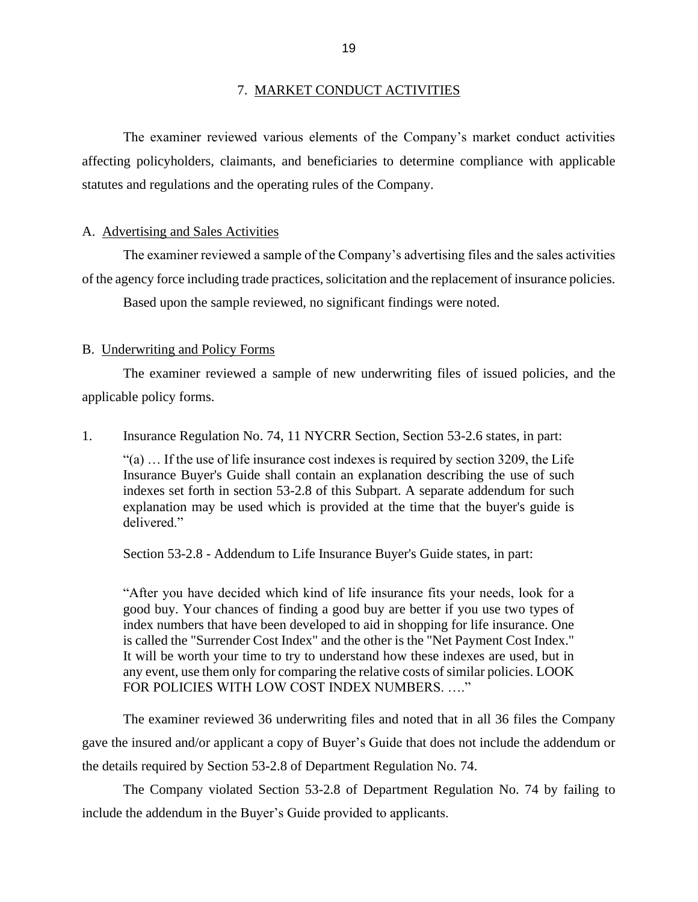## 7. MARKET CONDUCT ACTIVITIES

The examiner reviewed various elements of the Company's market conduct activities affecting policyholders, claimants, and beneficiaries to determine compliance with applicable statutes and regulations and the operating rules of the Company.

### A. Advertising and Sales Activities

The examiner reviewed a sample of the Company's advertising files and the sales activities of the agency force including trade practices, solicitation and the replacement of insurance policies.

Based upon the sample reviewed, no significant findings were noted.

### B. Underwriting and Policy Forms

The examiner reviewed a sample of new underwriting files of issued policies, and the applicable policy forms.

1. Insurance Regulation No. 74, 11 NYCRR Section, Section 53-2.6 states, in part:

   "(a) … If the use of life insurance cost indexes is required by section 3209, the Life Insurance Buyer's Guide shall contain an explanation describing the use of such indexes set forth in section 53-2.8 of this Subpart. A separate addendum for such explanation may be used which is provided at the time that the buyer's guide is delivered."

   Section 53-2.8 - Addendum to Life Insurance Buyer's Guide states, in part:

   "After you have decided which kind of life insurance fits your needs, look for a good buy. Your chances of finding a good buy are better if you use two types of index numbers that have been developed to aid in shopping for life insurance. One is called the "Surrender Cost Index" and the other is the "Net Payment Cost Index." It will be worth your time to try to understand how these indexes are used, but in any event, use them only for comparing the relative costs of similar policies. LOOK FOR POLICIES WITH LOW COST INDEX NUMBERS. …."

The examiner reviewed 36 underwriting files and noted that in all 36 files the Company gave the insured and/or applicant a copy of Buyer's Guide that does not include the addendum or the details required by Section 53-2.8 of Department Regulation No. 74.

The Company violated Section 53-2.8 of Department Regulation No. 74 by failing to include the addendum in the Buyer's Guide provided to applicants.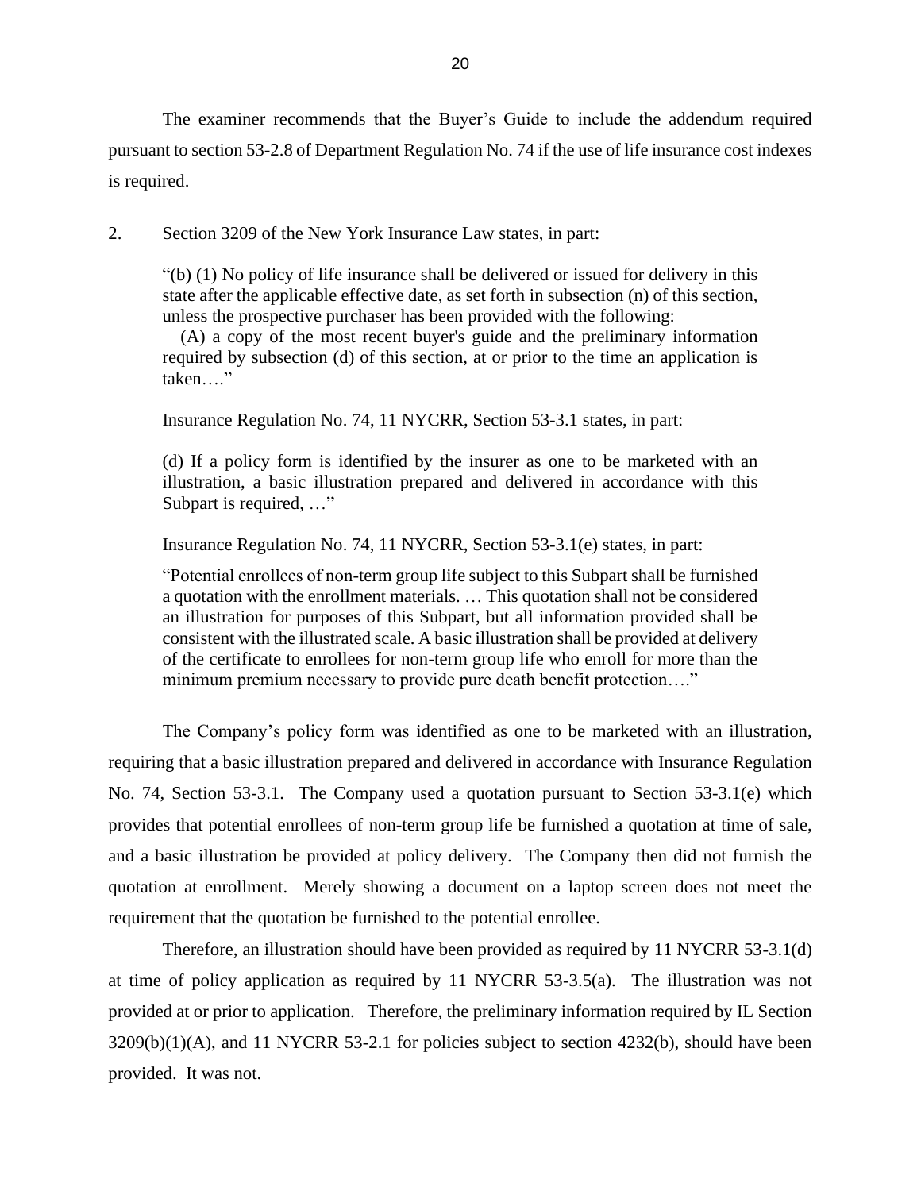The examiner recommends that the Buyer's Guide to include the addendum required pursuant to section 53-2.8 of Department Regulation No. 74 if the use of life insurance cost indexes is required.

2. Section 3209 of the New York Insurance Law states, in part:

> "(b) (1) No policy of life insurance shall be delivered or issued for delivery in this state after the applicable effective date, as set forth in subsection (n) of this section, unless the prospective purchaser has been provided with the following:
>
> (A) a copy of the most recent buyer's guide and the preliminary information required by subsection (d) of this section, at or prior to the time an application is taken…."
>
> Insurance Regulation No. 74, 11 NYCRR, Section 53-3.1 states, in part:
>
> (d) If a policy form is identified by the insurer as one to be marketed with an illustration, a basic illustration prepared and delivered in accordance with this Subpart is required, …"
>
> Insurance Regulation No. 74, 11 NYCRR, Section 53-3.1(e) states, in part:
>
> "Potential enrollees of non-term group life subject to this Subpart shall be furnished a quotation with the enrollment materials. … This quotation shall not be considered an illustration for purposes of this Subpart, but all information provided shall be consistent with the illustrated scale. A basic illustration shall be provided at delivery of the certificate to enrollees for non-term group life who enroll for more than the minimum premium necessary to provide pure death benefit protection…."

The Company's policy form was identified as one to be marketed with an illustration, requiring that a basic illustration prepared and delivered in accordance with Insurance Regulation No. 74, Section 53-3.1. The Company used a quotation pursuant to Section 53-3.1(e) which provides that potential enrollees of non-term group life be furnished a quotation at time of sale, and a basic illustration be provided at policy delivery. The Company then did not furnish the quotation at enrollment. Merely showing a document on a laptop screen does not meet the requirement that the quotation be furnished to the potential enrollee.

Therefore, an illustration should have been provided as required by 11 NYCRR 53-3.1(d) at time of policy application as required by 11 NYCRR 53-3.5(a). The illustration was not provided at or prior to application. Therefore, the preliminary information required by IL Section 3209(b)(1)(A), and 11 NYCRR 53-2.1 for policies subject to section 4232(b), should have been provided. It was not.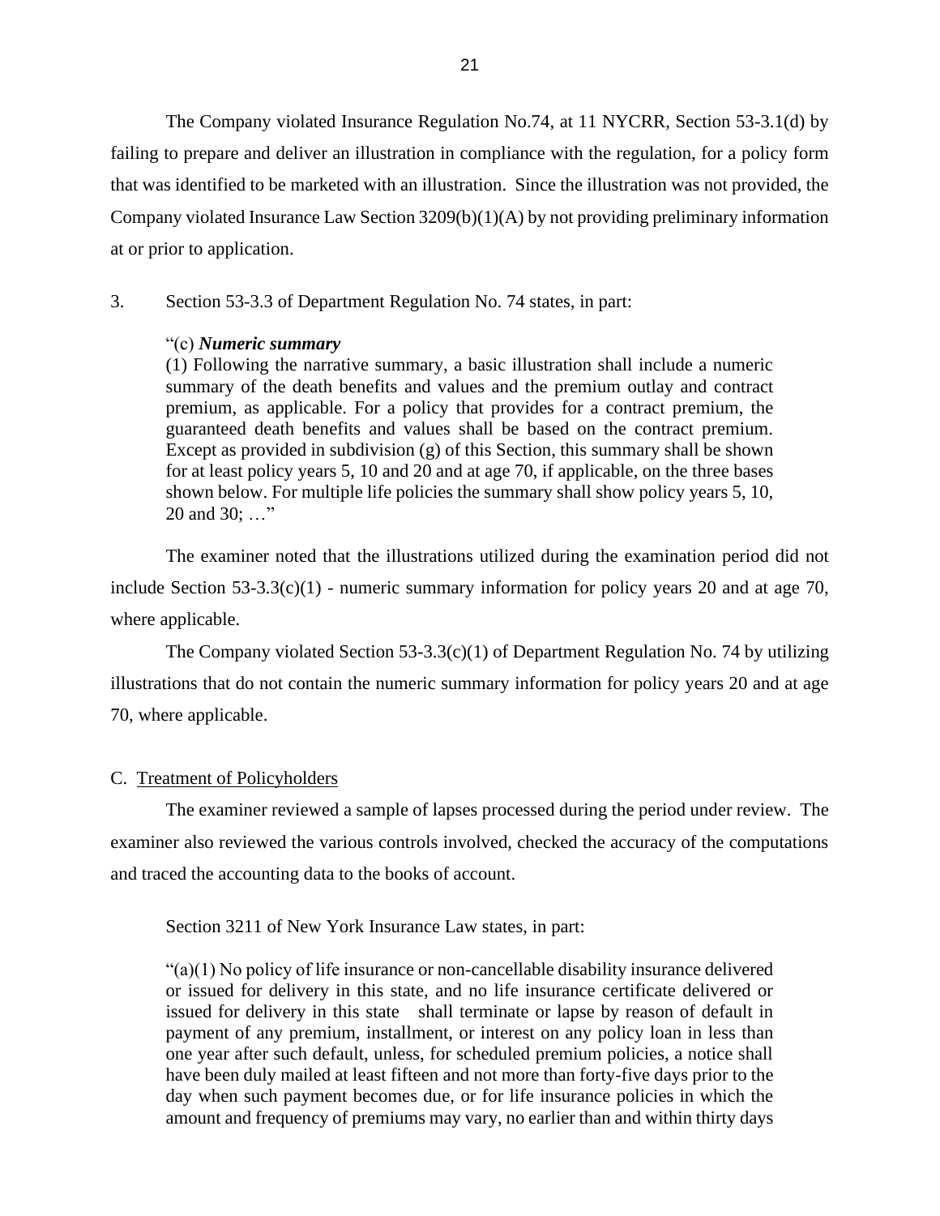The Company violated Insurance Regulation No.74, at 11 NYCRR, Section 53-3.1(d) by failing to prepare and deliver an illustration in compliance with the regulation, for a policy form that was identified to be marketed with an illustration. Since the illustration was not provided, the Company violated Insurance Law Section 3209(b)(1)(A) by not providing preliminary information at or prior to application.

3. Section 53-3.3 of Department Regulation No. 74 states, in part:

> "(c) ***Numeric summary***
> (1) Following the narrative summary, a basic illustration shall include a numeric summary of the death benefits and values and the premium outlay and contract premium, as applicable. For a policy that provides for a contract premium, the guaranteed death benefits and values shall be based on the contract premium. Except as provided in subdivision (g) of this Section, this summary shall be shown for at least policy years 5, 10 and 20 and at age 70, if applicable, on the three bases shown below. For multiple life policies the summary shall show policy years 5, 10, 20 and 30; …"

The examiner noted that the illustrations utilized during the examination period did not include Section 53-3.3(c)(1) - numeric summary information for policy years 20 and at age 70, where applicable.

The Company violated Section 53-3.3(c)(1) of Department Regulation No. 74 by utilizing illustrations that do not contain the numeric summary information for policy years 20 and at age 70, where applicable.

## C. Treatment of Policyholders

The examiner reviewed a sample of lapses processed during the period under review. The examiner also reviewed the various controls involved, checked the accuracy of the computations and traced the accounting data to the books of account.

Section 3211 of New York Insurance Law states, in part:

> "(a)(1) No policy of life insurance or non-cancellable disability insurance delivered or issued for delivery in this state, and no life insurance certificate delivered or issued for delivery in this state shall terminate or lapse by reason of default in payment of any premium, installment, or interest on any policy loan in less than one year after such default, unless, for scheduled premium policies, a notice shall have been duly mailed at least fifteen and not more than forty-five days prior to the day when such payment becomes due, or for life insurance policies in which the amount and frequency of premiums may vary, no earlier than and within thirty days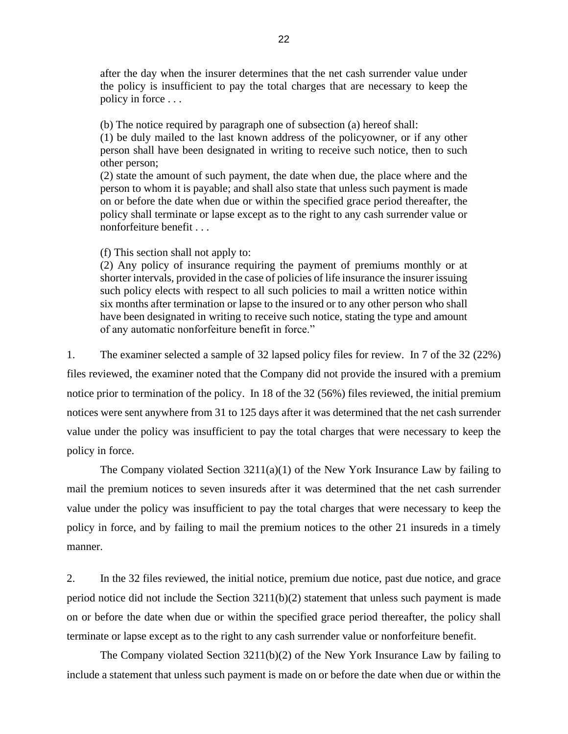> after the day when the insurer determines that the net cash surrender value under the policy is insufficient to pay the total charges that are necessary to keep the policy in force . . .
>
> (b) The notice required by paragraph one of subsection (a) hereof shall:
> (1) be duly mailed to the last known address of the policyowner, or if any other person shall have been designated in writing to receive such notice, then to such other person;
> (2) state the amount of such payment, the date when due, the place where and the person to whom it is payable; and shall also state that unless such payment is made on or before the date when due or within the specified grace period thereafter, the policy shall terminate or lapse except as to the right to any cash surrender value or nonforfeiture benefit . . .
>
> (f) This section shall not apply to:
> (2) Any policy of insurance requiring the payment of premiums monthly or at shorter intervals, provided in the case of policies of life insurance the insurer issuing such policy elects with respect to all such policies to mail a written notice within six months after termination or lapse to the insured or to any other person who shall have been designated in writing to receive such notice, stating the type and amount of any automatic nonforfeiture benefit in force."

1. The examiner selected a sample of 32 lapsed policy files for review. In 7 of the 32 (22%) files reviewed, the examiner noted that the Company did not provide the insured with a premium notice prior to termination of the policy. In 18 of the 32 (56%) files reviewed, the initial premium notices were sent anywhere from 31 to 125 days after it was determined that the net cash surrender value under the policy was insufficient to pay the total charges that were necessary to keep the policy in force.

The Company violated Section 3211(a)(1) of the New York Insurance Law by failing to mail the premium notices to seven insureds after it was determined that the net cash surrender value under the policy was insufficient to pay the total charges that were necessary to keep the policy in force, and by failing to mail the premium notices to the other 21 insureds in a timely manner.

2. In the 32 files reviewed, the initial notice, premium due notice, past due notice, and grace period notice did not include the Section 3211(b)(2) statement that unless such payment is made on or before the date when due or within the specified grace period thereafter, the policy shall terminate or lapse except as to the right to any cash surrender value or nonforfeiture benefit.

The Company violated Section 3211(b)(2) of the New York Insurance Law by failing to include a statement that unless such payment is made on or before the date when due or within the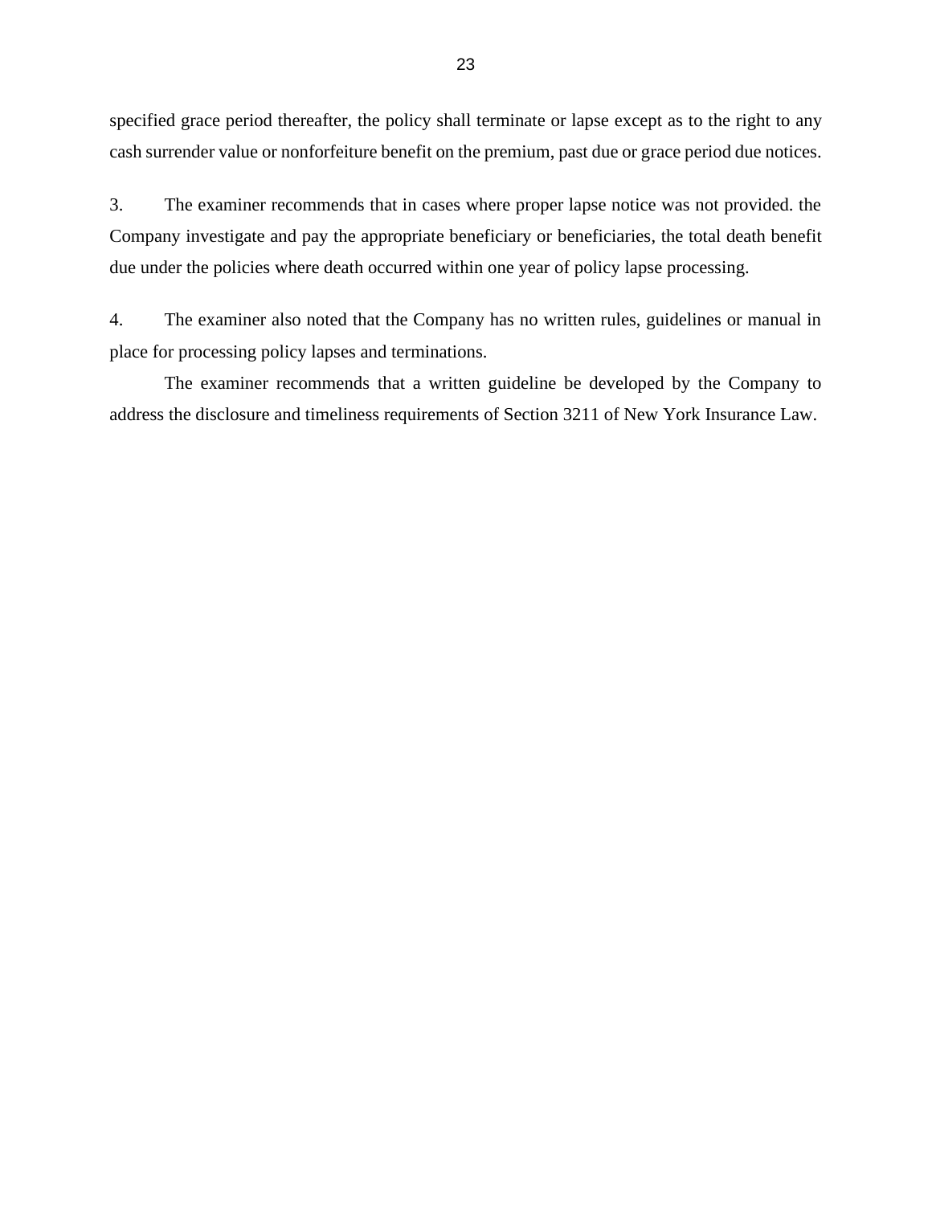specified grace period thereafter, the policy shall terminate or lapse except as to the right to any cash surrender value or nonforfeiture benefit on the premium, past due or grace period due notices.

3. The examiner recommends that in cases where proper lapse notice was not provided. the Company investigate and pay the appropriate beneficiary or beneficiaries, the total death benefit due under the policies where death occurred within one year of policy lapse processing.

4. The examiner also noted that the Company has no written rules, guidelines or manual in place for processing policy lapses and terminations.

The examiner recommends that a written guideline be developed by the Company to address the disclosure and timeliness requirements of Section 3211 of New York Insurance Law.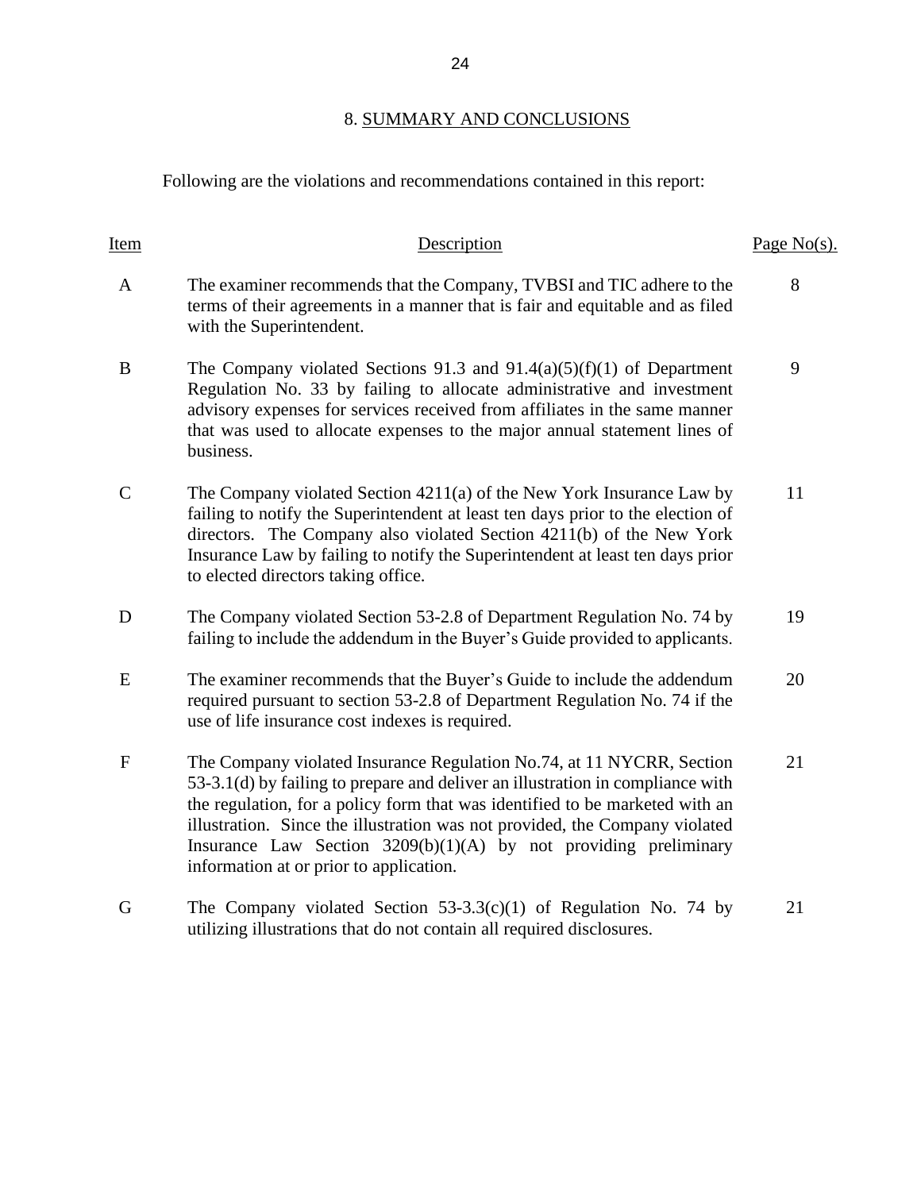## 8. SUMMARY AND CONCLUSIONS

Following are the violations and recommendations contained in this report:

| Item | Description | Page No(s). |
|---|---|---|
| A | The examiner recommends that the Company, TVBSI and TIC adhere to the terms of their agreements in a manner that is fair and equitable and as filed with the Superintendent. | 8 |
| B | The Company violated Sections 91.3 and 91.4(a)(5)(f)(1) of Department Regulation No. 33 by failing to allocate administrative and investment advisory expenses for services received from affiliates in the same manner that was used to allocate expenses to the major annual statement lines of business. | 9 |
| C | The Company violated Section 4211(a) of the New York Insurance Law by failing to notify the Superintendent at least ten days prior to the election of directors. The Company also violated Section 4211(b) of the New York Insurance Law by failing to notify the Superintendent at least ten days prior to elected directors taking office. | 11 |
| D | The Company violated Section 53-2.8 of Department Regulation No. 74 by failing to include the addendum in the Buyer's Guide provided to applicants. | 19 |
| E | The examiner recommends that the Buyer's Guide to include the addendum required pursuant to section 53-2.8 of Department Regulation No. 74 if the use of life insurance cost indexes is required. | 20 |
| F | The Company violated Insurance Regulation No.74, at 11 NYCRR, Section 53-3.1(d) by failing to prepare and deliver an illustration in compliance with the regulation, for a policy form that was identified to be marketed with an illustration. Since the illustration was not provided, the Company violated Insurance Law Section 3209(b)(1)(A) by not providing preliminary information at or prior to application. | 21 |
| G | The Company violated Section 53-3.3(c)(1) of Regulation No. 74 by utilizing illustrations that do not contain all required disclosures. | 21 |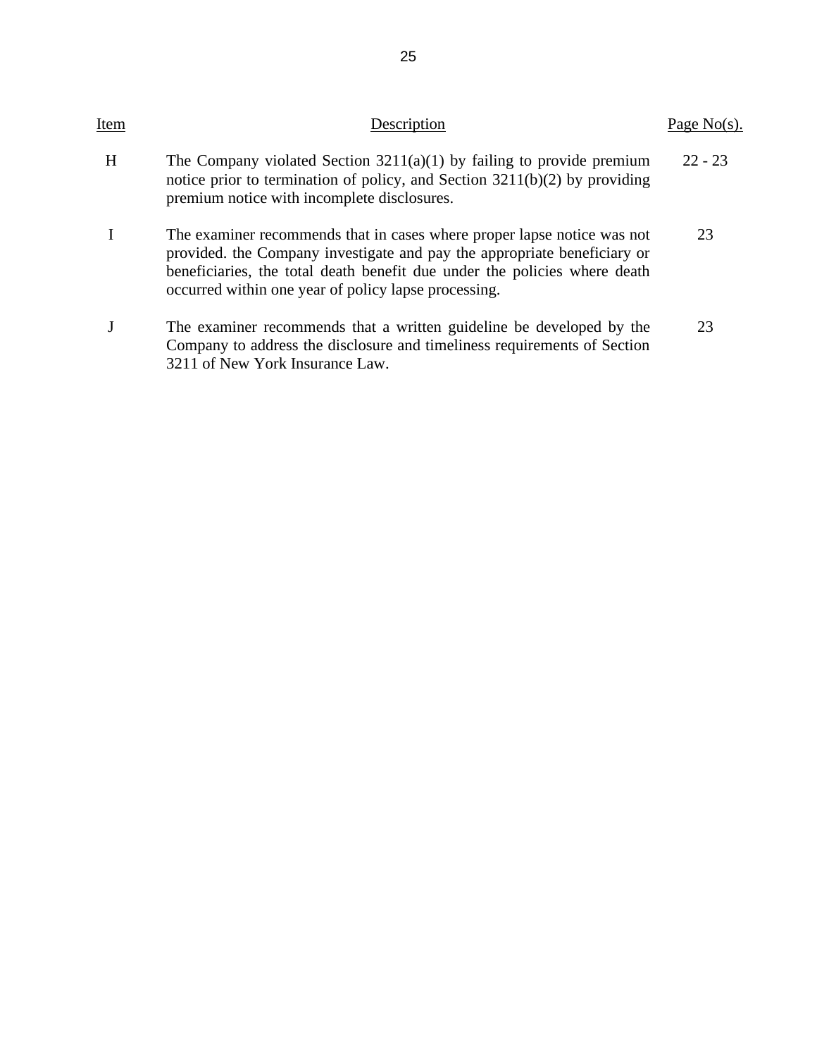| Item | Description | Page No(s). |
|---|---|---|
| H | The Company violated Section 3211(a)(1) by failing to provide premium notice prior to termination of policy, and Section 3211(b)(2) by providing premium notice with incomplete disclosures. | 22 - 23 |
| I | The examiner recommends that in cases where proper lapse notice was not provided. the Company investigate and pay the appropriate beneficiary or beneficiaries, the total death benefit due under the policies where death occurred within one year of policy lapse processing. | 23 |
| J | The examiner recommends that a written guideline be developed by the Company to address the disclosure and timeliness requirements of Section 3211 of New York Insurance Law. | 23 |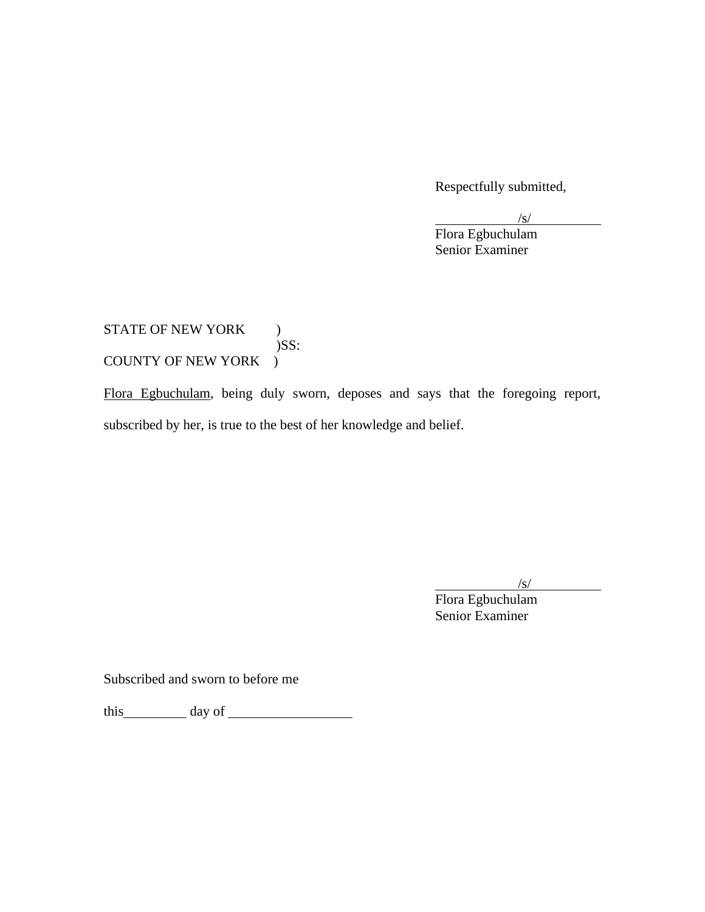Respectfully submitted,

/s/
Flora Egbuchulam
Senior Examiner

STATE OF NEW YORK )
)SS:
COUNTY OF NEW YORK )

Flora Egbuchulam, being duly sworn, deposes and says that the foregoing report, subscribed by her, is true to the best of her knowledge and belief.

/s/
Flora Egbuchulam
Senior Examiner

Subscribed and sworn to before me

this\_\_\_\_\_\_\_\_\_\_ day of \_\_\_\_\_\_\_\_\_\_\_\_\_\_\_\_\_\_\_\_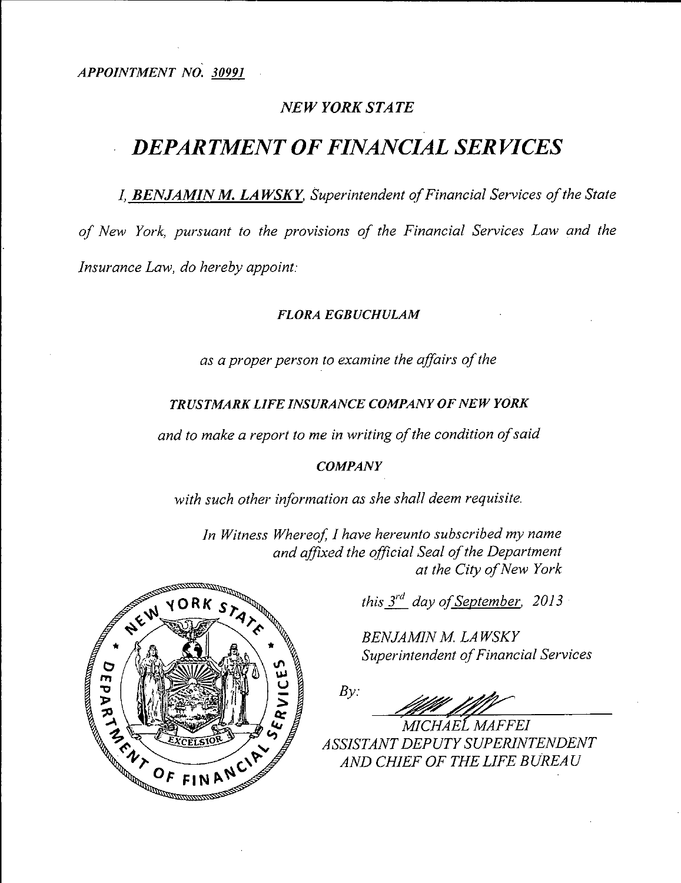*APPOINTMENT NO. 30991*

## *NEW YORK STATE*

# *DEPARTMENT OF FINANCIAL SERVICES*

*I, **BENJAMIN M. LAWSKY**, Superintendent of Financial Services of the State of New York, pursuant to the provisions of the Financial Services Law and the Insurance Law, do hereby appoint:*

***FLORA EGBUCHULAM***

*as a proper person to examine the affairs of the*

***TRUSTMARK LIFE INSURANCE COMPANY OF NEW YORK***

*and to make a report to me in writing of the condition of said*

***COMPANY***

*with such other information as she shall deem requisite.*

*In Witness Whereof, I have hereunto subscribed my name and affixed the official Seal of the Department at the City of New York*

*this 3rd day of September, 2013*

*BENJAMIN M. LAWSKY*
*Superintendent of Financial Services*

*By:*

*MICHAEL MAFFEI*
*ASSISTANT DEPUTY SUPERINTENDENT AND CHIEF OF THE LIFE BUREAU*

NEW YORK STATE DEPARTMENT OF FINANCIAL SERVICES

EXCELSIOR